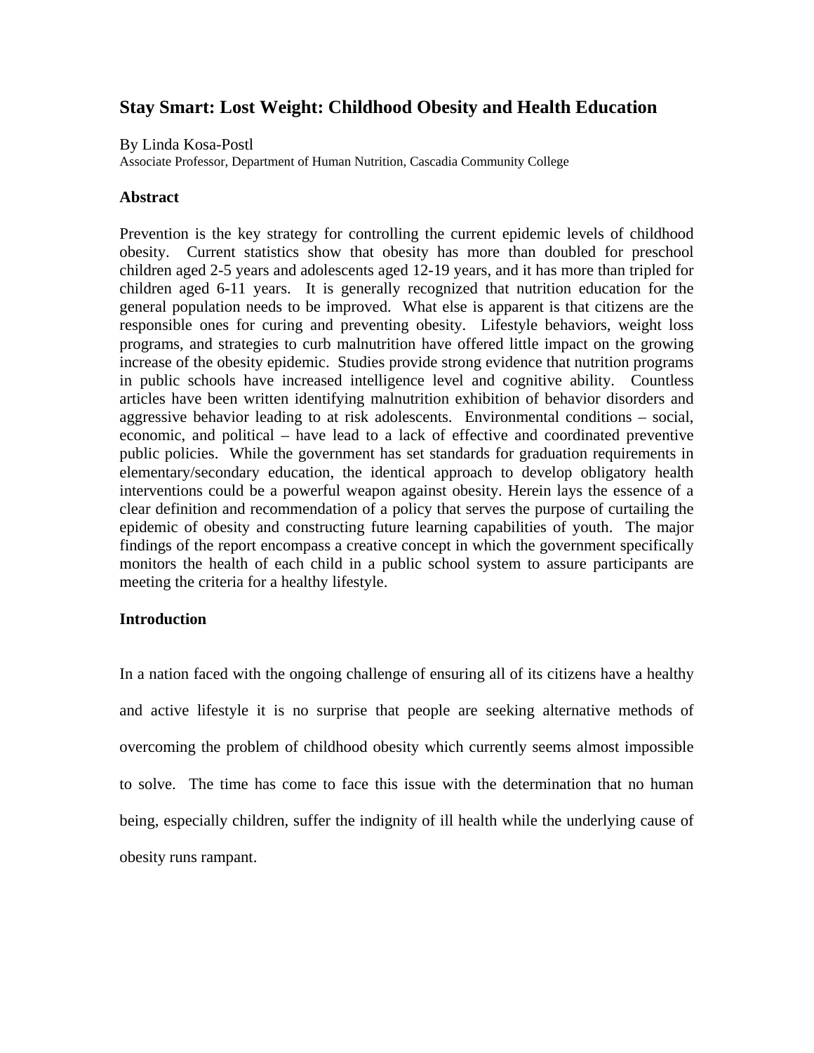# Stay Smart: Lost Weight: Childhood Obesity and Health Education

By Linda Kosa-Postl
Associate Professor, Department of Human Nutrition, Cascadia Community College

## Abstract

Prevention is the key strategy for controlling the current epidemic levels of childhood obesity. Current statistics show that obesity has more than doubled for preschool children aged 2-5 years and adolescents aged 12-19 years, and it has more than tripled for children aged 6-11 years. It is generally recognized that nutrition education for the general population needs to be improved. What else is apparent is that citizens are the responsible ones for curing and preventing obesity. Lifestyle behaviors, weight loss programs, and strategies to curb malnutrition have offered little impact on the growing increase of the obesity epidemic. Studies provide strong evidence that nutrition programs in public schools have increased intelligence level and cognitive ability. Countless articles have been written identifying malnutrition exhibition of behavior disorders and aggressive behavior leading to at risk adolescents. Environmental conditions – social, economic, and political – have lead to a lack of effective and coordinated preventive public policies. While the government has set standards for graduation requirements in elementary/secondary education, the identical approach to develop obligatory health interventions could be a powerful weapon against obesity. Herein lays the essence of a clear definition and recommendation of a policy that serves the purpose of curtailing the epidemic of obesity and constructing future learning capabilities of youth. The major findings of the report encompass a creative concept in which the government specifically monitors the health of each child in a public school system to assure participants are meeting the criteria for a healthy lifestyle.

## Introduction

In a nation faced with the ongoing challenge of ensuring all of its citizens have a healthy and active lifestyle it is no surprise that people are seeking alternative methods of overcoming the problem of childhood obesity which currently seems almost impossible to solve. The time has come to face this issue with the determination that no human being, especially children, suffer the indignity of ill health while the underlying cause of obesity runs rampant.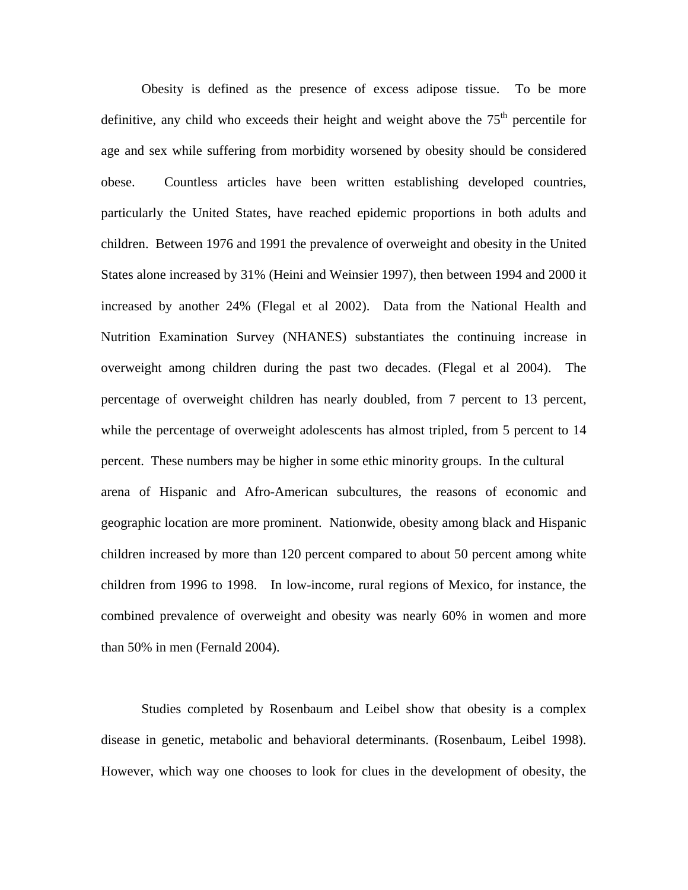Obesity is defined as the presence of excess adipose tissue. To be more definitive, any child who exceeds their height and weight above the 75$^{th}$ percentile for age and sex while suffering from morbidity worsened by obesity should be considered obese. Countless articles have been written establishing developed countries, particularly the United States, have reached epidemic proportions in both adults and children. Between 1976 and 1991 the prevalence of overweight and obesity in the United States alone increased by 31% (Heini and Weinsier 1997), then between 1994 and 2000 it increased by another 24% (Flegal et al 2002). Data from the National Health and Nutrition Examination Survey (NHANES) substantiates the continuing increase in overweight among children during the past two decades. (Flegal et al 2004). The percentage of overweight children has nearly doubled, from 7 percent to 13 percent, while the percentage of overweight adolescents has almost tripled, from 5 percent to 14 percent. These numbers may be higher in some ethic minority groups. In the cultural arena of Hispanic and Afro-American subcultures, the reasons of economic and geographic location are more prominent. Nationwide, obesity among black and Hispanic children increased by more than 120 percent compared to about 50 percent among white children from 1996 to 1998. In low-income, rural regions of Mexico, for instance, the combined prevalence of overweight and obesity was nearly 60% in women and more than 50% in men (Fernald 2004).

Studies completed by Rosenbaum and Leibel show that obesity is a complex disease in genetic, metabolic and behavioral determinants. (Rosenbaum, Leibel 1998). However, which way one chooses to look for clues in the development of obesity, the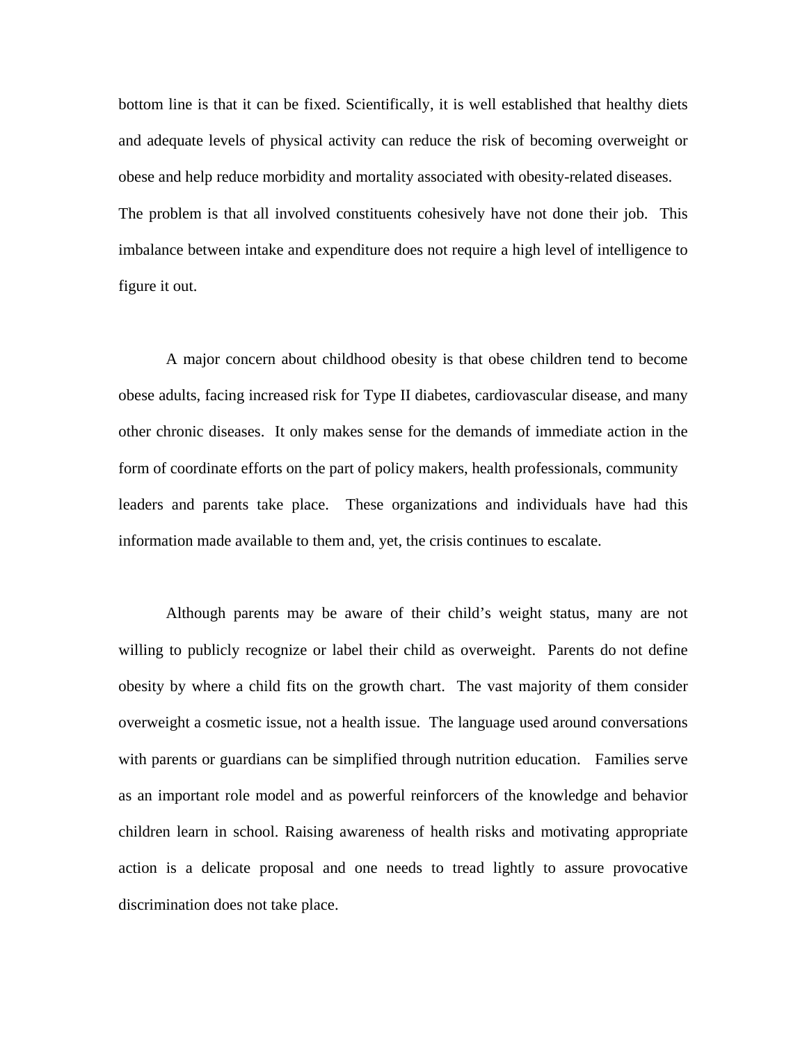bottom line is that it can be fixed. Scientifically, it is well established that healthy diets and adequate levels of physical activity can reduce the risk of becoming overweight or obese and help reduce morbidity and mortality associated with obesity-related diseases. The problem is that all involved constituents cohesively have not done their job. This imbalance between intake and expenditure does not require a high level of intelligence to figure it out.

A major concern about childhood obesity is that obese children tend to become obese adults, facing increased risk for Type II diabetes, cardiovascular disease, and many other chronic diseases. It only makes sense for the demands of immediate action in the form of coordinate efforts on the part of policy makers, health professionals, community leaders and parents take place. These organizations and individuals have had this information made available to them and, yet, the crisis continues to escalate.

Although parents may be aware of their child's weight status, many are not willing to publicly recognize or label their child as overweight. Parents do not define obesity by where a child fits on the growth chart. The vast majority of them consider overweight a cosmetic issue, not a health issue. The language used around conversations with parents or guardians can be simplified through nutrition education. Families serve as an important role model and as powerful reinforcers of the knowledge and behavior children learn in school. Raising awareness of health risks and motivating appropriate action is a delicate proposal and one needs to tread lightly to assure provocative discrimination does not take place.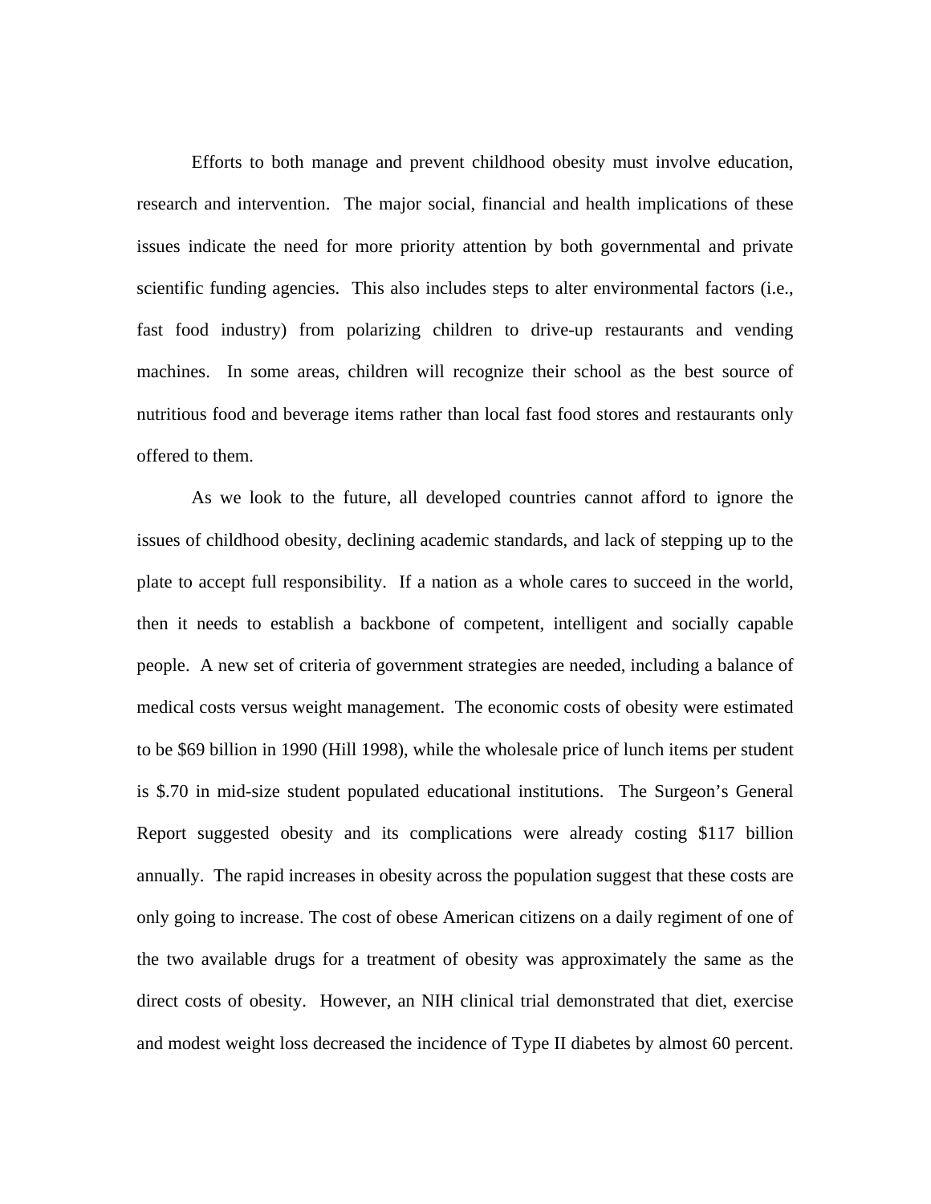Efforts to both manage and prevent childhood obesity must involve education, research and intervention. The major social, financial and health implications of these issues indicate the need for more priority attention by both governmental and private scientific funding agencies. This also includes steps to alter environmental factors (i.e., fast food industry) from polarizing children to drive-up restaurants and vending machines. In some areas, children will recognize their school as the best source of nutritious food and beverage items rather than local fast food stores and restaurants only offered to them.

As we look to the future, all developed countries cannot afford to ignore the issues of childhood obesity, declining academic standards, and lack of stepping up to the plate to accept full responsibility. If a nation as a whole cares to succeed in the world, then it needs to establish a backbone of competent, intelligent and socially capable people. A new set of criteria of government strategies are needed, including a balance of medical costs versus weight management. The economic costs of obesity were estimated to be $69 billion in 1990 (Hill 1998), while the wholesale price of lunch items per student is $.70 in mid-size student populated educational institutions. The Surgeon's General Report suggested obesity and its complications were already costing $117 billion annually. The rapid increases in obesity across the population suggest that these costs are only going to increase. The cost of obese American citizens on a daily regiment of one of the two available drugs for a treatment of obesity was approximately the same as the direct costs of obesity. However, an NIH clinical trial demonstrated that diet, exercise and modest weight loss decreased the incidence of Type II diabetes by almost 60 percent.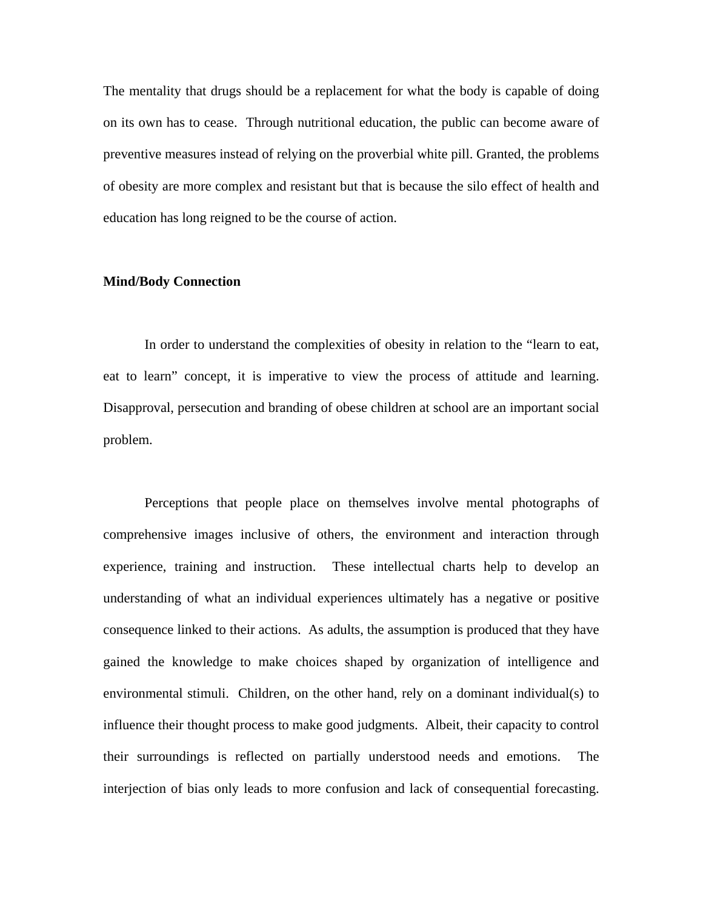The mentality that drugs should be a replacement for what the body is capable of doing on its own has to cease. Through nutritional education, the public can become aware of preventive measures instead of relying on the proverbial white pill. Granted, the problems of obesity are more complex and resistant but that is because the silo effect of health and education has long reigned to be the course of action.

**Mind/Body Connection**

In order to understand the complexities of obesity in relation to the "learn to eat, eat to learn" concept, it is imperative to view the process of attitude and learning. Disapproval, persecution and branding of obese children at school are an important social problem.

Perceptions that people place on themselves involve mental photographs of comprehensive images inclusive of others, the environment and interaction through experience, training and instruction. These intellectual charts help to develop an understanding of what an individual experiences ultimately has a negative or positive consequence linked to their actions. As adults, the assumption is produced that they have gained the knowledge to make choices shaped by organization of intelligence and environmental stimuli. Children, on the other hand, rely on a dominant individual(s) to influence their thought process to make good judgments. Albeit, their capacity to control their surroundings is reflected on partially understood needs and emotions. The interjection of bias only leads to more confusion and lack of consequential forecasting.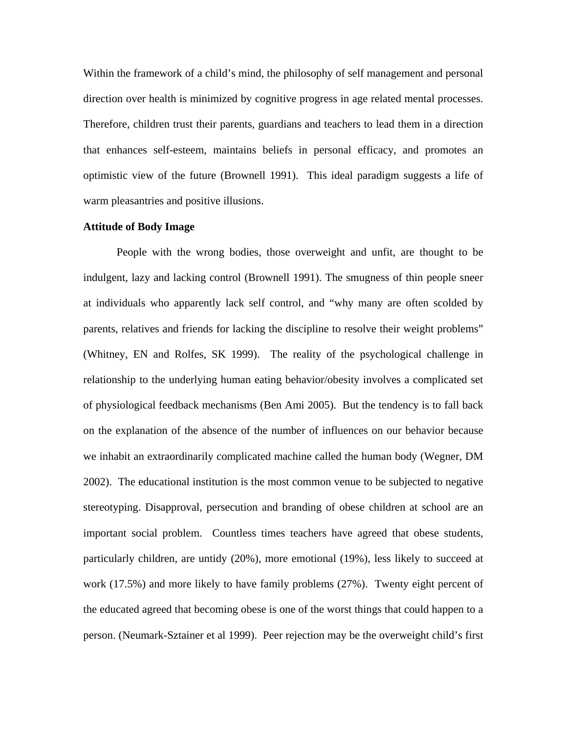Within the framework of a child's mind, the philosophy of self management and personal direction over health is minimized by cognitive progress in age related mental processes. Therefore, children trust their parents, guardians and teachers to lead them in a direction that enhances self-esteem, maintains beliefs in personal efficacy, and promotes an optimistic view of the future (Brownell 1991). This ideal paradigm suggests a life of warm pleasantries and positive illusions.

**Attitude of Body Image**

People with the wrong bodies, those overweight and unfit, are thought to be indulgent, lazy and lacking control (Brownell 1991). The smugness of thin people sneer at individuals who apparently lack self control, and "why many are often scolded by parents, relatives and friends for lacking the discipline to resolve their weight problems" (Whitney, EN and Rolfes, SK 1999). The reality of the psychological challenge in relationship to the underlying human eating behavior/obesity involves a complicated set of physiological feedback mechanisms (Ben Ami 2005). But the tendency is to fall back on the explanation of the absence of the number of influences on our behavior because we inhabit an extraordinarily complicated machine called the human body (Wegner, DM 2002). The educational institution is the most common venue to be subjected to negative stereotyping. Disapproval, persecution and branding of obese children at school are an important social problem. Countless times teachers have agreed that obese students, particularly children, are untidy (20%), more emotional (19%), less likely to succeed at work (17.5%) and more likely to have family problems (27%). Twenty eight percent of the educated agreed that becoming obese is one of the worst things that could happen to a person. (Neumark-Sztainer et al 1999). Peer rejection may be the overweight child's first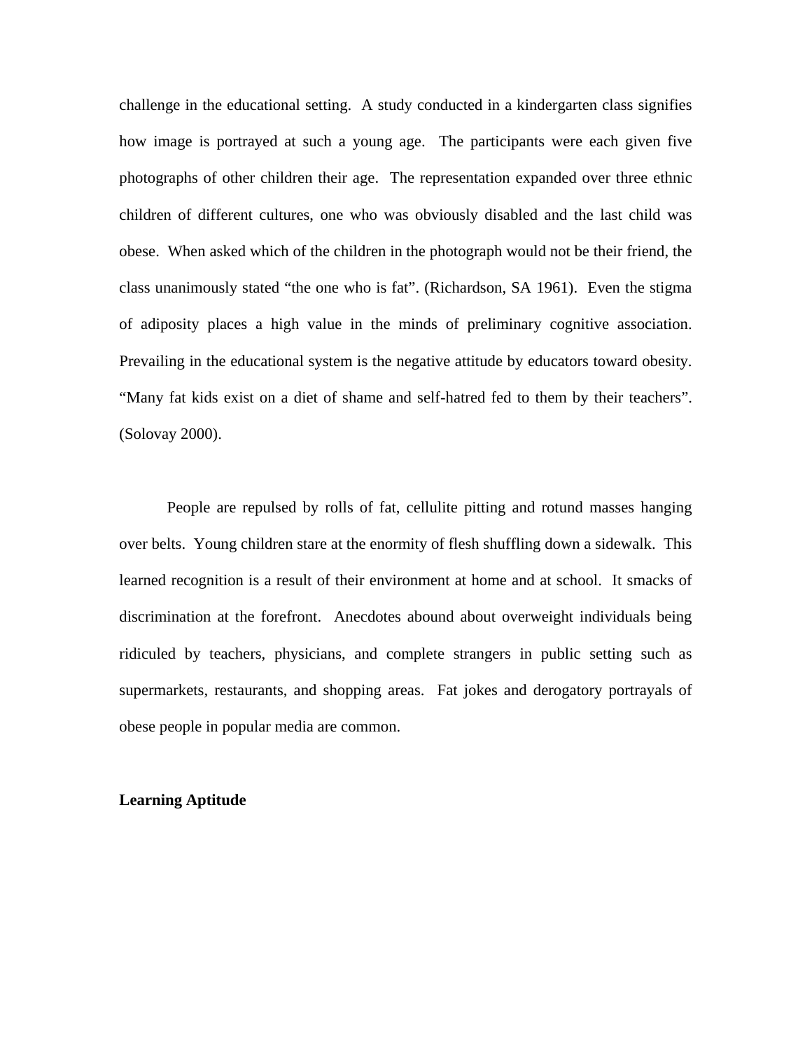challenge in the educational setting.  A study conducted in a kindergarten class signifies how image is portrayed at such a young age.  The participants were each given five photographs of other children their age.  The representation expanded over three ethnic children of different cultures, one who was obviously disabled and the last child was obese.  When asked which of the children in the photograph would not be their friend, the class unanimously stated "the one who is fat". (Richardson, SA 1961).  Even the stigma of adiposity places a high value in the minds of preliminary cognitive association. Prevailing in the educational system is the negative attitude by educators toward obesity. "Many fat kids exist on a diet of shame and self-hatred fed to them by their teachers". (Solovay 2000).

People are repulsed by rolls of fat, cellulite pitting and rotund masses hanging over belts.  Young children stare at the enormity of flesh shuffling down a sidewalk.  This learned recognition is a result of their environment at home and at school.  It smacks of discrimination at the forefront.  Anecdotes abound about overweight individuals being ridiculed by teachers, physicians, and complete strangers in public setting such as supermarkets, restaurants, and shopping areas.  Fat jokes and derogatory portrayals of obese people in popular media are common.

**Learning Aptitude**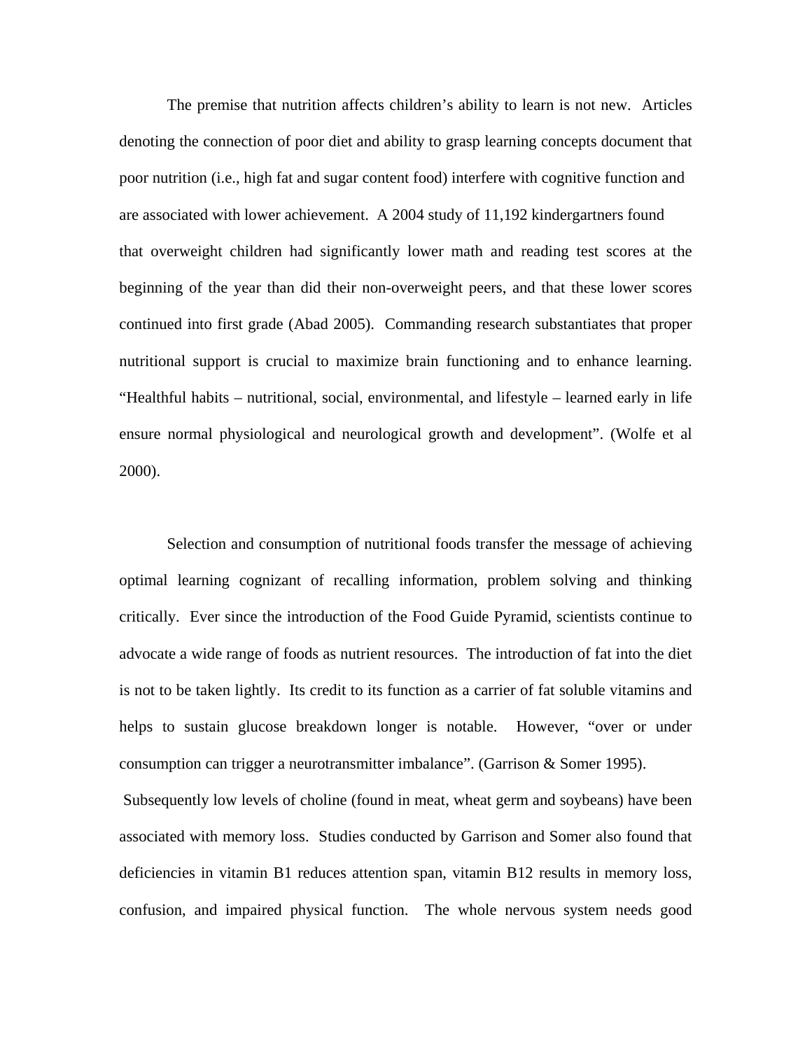The premise that nutrition affects children's ability to learn is not new. Articles denoting the connection of poor diet and ability to grasp learning concepts document that poor nutrition (i.e., high fat and sugar content food) interfere with cognitive function and are associated with lower achievement. A 2004 study of 11,192 kindergartners found that overweight children had significantly lower math and reading test scores at the beginning of the year than did their non-overweight peers, and that these lower scores continued into first grade (Abad 2005). Commanding research substantiates that proper nutritional support is crucial to maximize brain functioning and to enhance learning. "Healthful habits – nutritional, social, environmental, and lifestyle – learned early in life ensure normal physiological and neurological growth and development". (Wolfe et al 2000).

Selection and consumption of nutritional foods transfer the message of achieving optimal learning cognizant of recalling information, problem solving and thinking critically. Ever since the introduction of the Food Guide Pyramid, scientists continue to advocate a wide range of foods as nutrient resources. The introduction of fat into the diet is not to be taken lightly. Its credit to its function as a carrier of fat soluble vitamins and helps to sustain glucose breakdown longer is notable. However, "over or under consumption can trigger a neurotransmitter imbalance". (Garrison & Somer 1995).

Subsequently low levels of choline (found in meat, wheat germ and soybeans) have been associated with memory loss. Studies conducted by Garrison and Somer also found that deficiencies in vitamin B1 reduces attention span, vitamin B12 results in memory loss, confusion, and impaired physical function. The whole nervous system needs good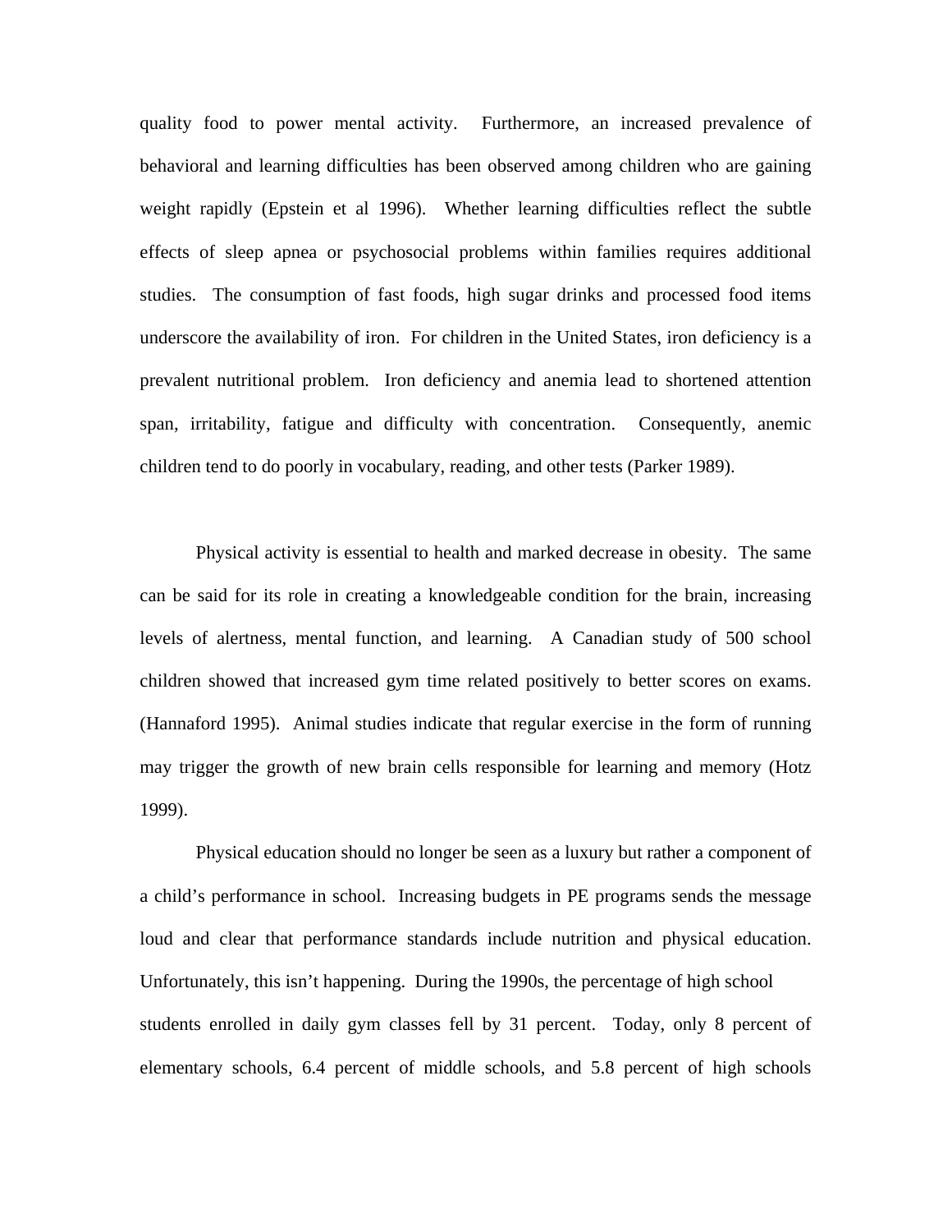quality food to power mental activity. Furthermore, an increased prevalence of behavioral and learning difficulties has been observed among children who are gaining weight rapidly (Epstein et al 1996). Whether learning difficulties reflect the subtle effects of sleep apnea or psychosocial problems within families requires additional studies. The consumption of fast foods, high sugar drinks and processed food items underscore the availability of iron. For children in the United States, iron deficiency is a prevalent nutritional problem. Iron deficiency and anemia lead to shortened attention span, irritability, fatigue and difficulty with concentration. Consequently, anemic children tend to do poorly in vocabulary, reading, and other tests (Parker 1989).

Physical activity is essential to health and marked decrease in obesity. The same can be said for its role in creating a knowledgeable condition for the brain, increasing levels of alertness, mental function, and learning. A Canadian study of 500 school children showed that increased gym time related positively to better scores on exams. (Hannaford 1995). Animal studies indicate that regular exercise in the form of running may trigger the growth of new brain cells responsible for learning and memory (Hotz 1999).

Physical education should no longer be seen as a luxury but rather a component of a child's performance in school. Increasing budgets in PE programs sends the message loud and clear that performance standards include nutrition and physical education. Unfortunately, this isn't happening. During the 1990s, the percentage of high school students enrolled in daily gym classes fell by 31 percent. Today, only 8 percent of elementary schools, 6.4 percent of middle schools, and 5.8 percent of high schools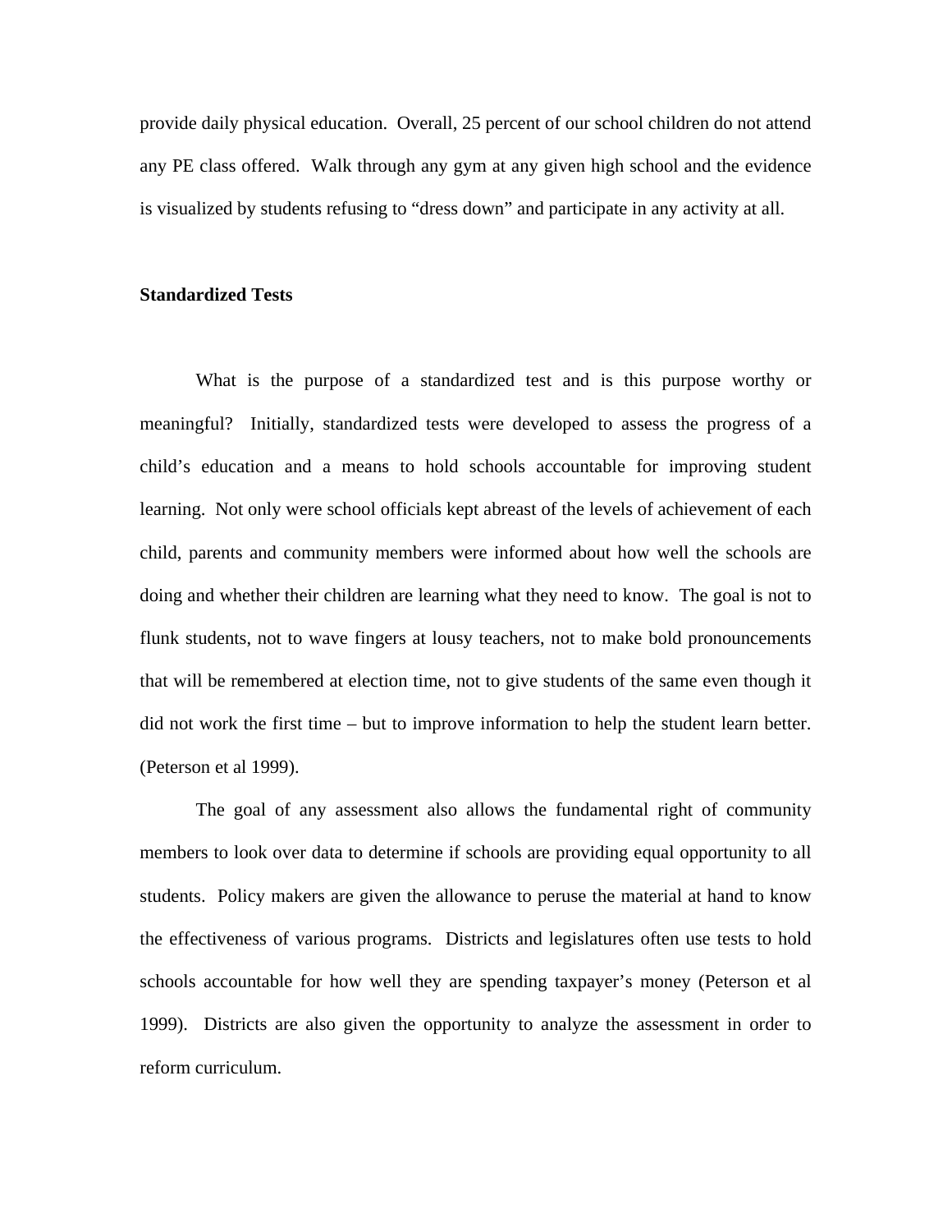provide daily physical education. Overall, 25 percent of our school children do not attend any PE class offered. Walk through any gym at any given high school and the evidence is visualized by students refusing to "dress down" and participate in any activity at all.

**Standardized Tests**

What is the purpose of a standardized test and is this purpose worthy or meaningful? Initially, standardized tests were developed to assess the progress of a child's education and a means to hold schools accountable for improving student learning. Not only were school officials kept abreast of the levels of achievement of each child, parents and community members were informed about how well the schools are doing and whether their children are learning what they need to know. The goal is not to flunk students, not to wave fingers at lousy teachers, not to make bold pronouncements that will be remembered at election time, not to give students of the same even though it did not work the first time – but to improve information to help the student learn better. (Peterson et al 1999).

The goal of any assessment also allows the fundamental right of community members to look over data to determine if schools are providing equal opportunity to all students. Policy makers are given the allowance to peruse the material at hand to know the effectiveness of various programs. Districts and legislatures often use tests to hold schools accountable for how well they are spending taxpayer's money (Peterson et al 1999). Districts are also given the opportunity to analyze the assessment in order to reform curriculum.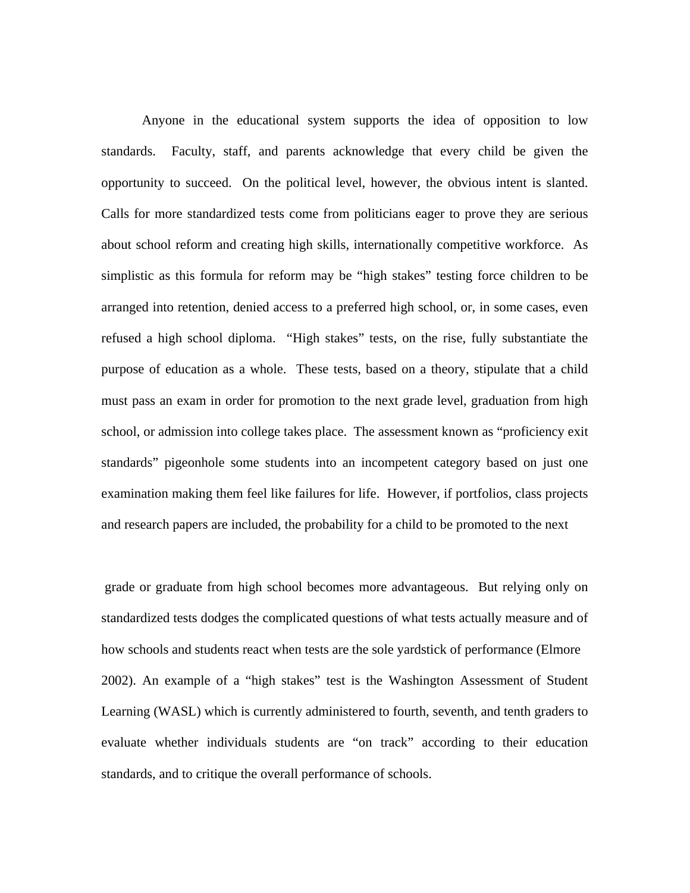Anyone in the educational system supports the idea of opposition to low standards. Faculty, staff, and parents acknowledge that every child be given the opportunity to succeed. On the political level, however, the obvious intent is slanted. Calls for more standardized tests come from politicians eager to prove they are serious about school reform and creating high skills, internationally competitive workforce. As simplistic as this formula for reform may be "high stakes" testing force children to be arranged into retention, denied access to a preferred high school, or, in some cases, even refused a high school diploma. "High stakes" tests, on the rise, fully substantiate the purpose of education as a whole. These tests, based on a theory, stipulate that a child must pass an exam in order for promotion to the next grade level, graduation from high school, or admission into college takes place. The assessment known as "proficiency exit standards" pigeonhole some students into an incompetent category based on just one examination making them feel like failures for life. However, if portfolios, class projects and research papers are included, the probability for a child to be promoted to the next grade or graduate from high school becomes more advantageous. But relying only on standardized tests dodges the complicated questions of what tests actually measure and of how schools and students react when tests are the sole yardstick of performance (Elmore 2002). An example of a "high stakes" test is the Washington Assessment of Student Learning (WASL) which is currently administered to fourth, seventh, and tenth graders to evaluate whether individuals students are "on track" according to their education standards, and to critique the overall performance of schools.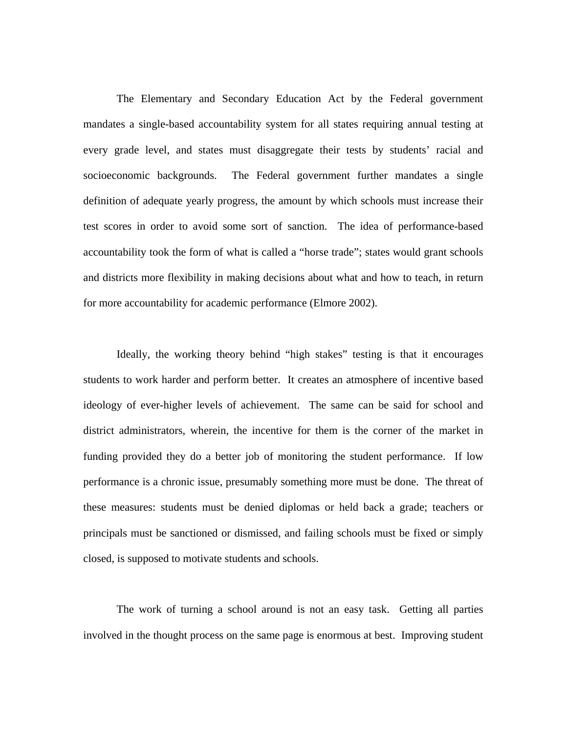The Elementary and Secondary Education Act by the Federal government mandates a single-based accountability system for all states requiring annual testing at every grade level, and states must disaggregate their tests by students' racial and socioeconomic backgrounds. The Federal government further mandates a single definition of adequate yearly progress, the amount by which schools must increase their test scores in order to avoid some sort of sanction. The idea of performance-based accountability took the form of what is called a "horse trade"; states would grant schools and districts more flexibility in making decisions about what and how to teach, in return for more accountability for academic performance (Elmore 2002).

Ideally, the working theory behind "high stakes" testing is that it encourages students to work harder and perform better. It creates an atmosphere of incentive based ideology of ever-higher levels of achievement. The same can be said for school and district administrators, wherein, the incentive for them is the corner of the market in funding provided they do a better job of monitoring the student performance. If low performance is a chronic issue, presumably something more must be done. The threat of these measures: students must be denied diplomas or held back a grade; teachers or principals must be sanctioned or dismissed, and failing schools must be fixed or simply closed, is supposed to motivate students and schools.

The work of turning a school around is not an easy task. Getting all parties involved in the thought process on the same page is enormous at best. Improving student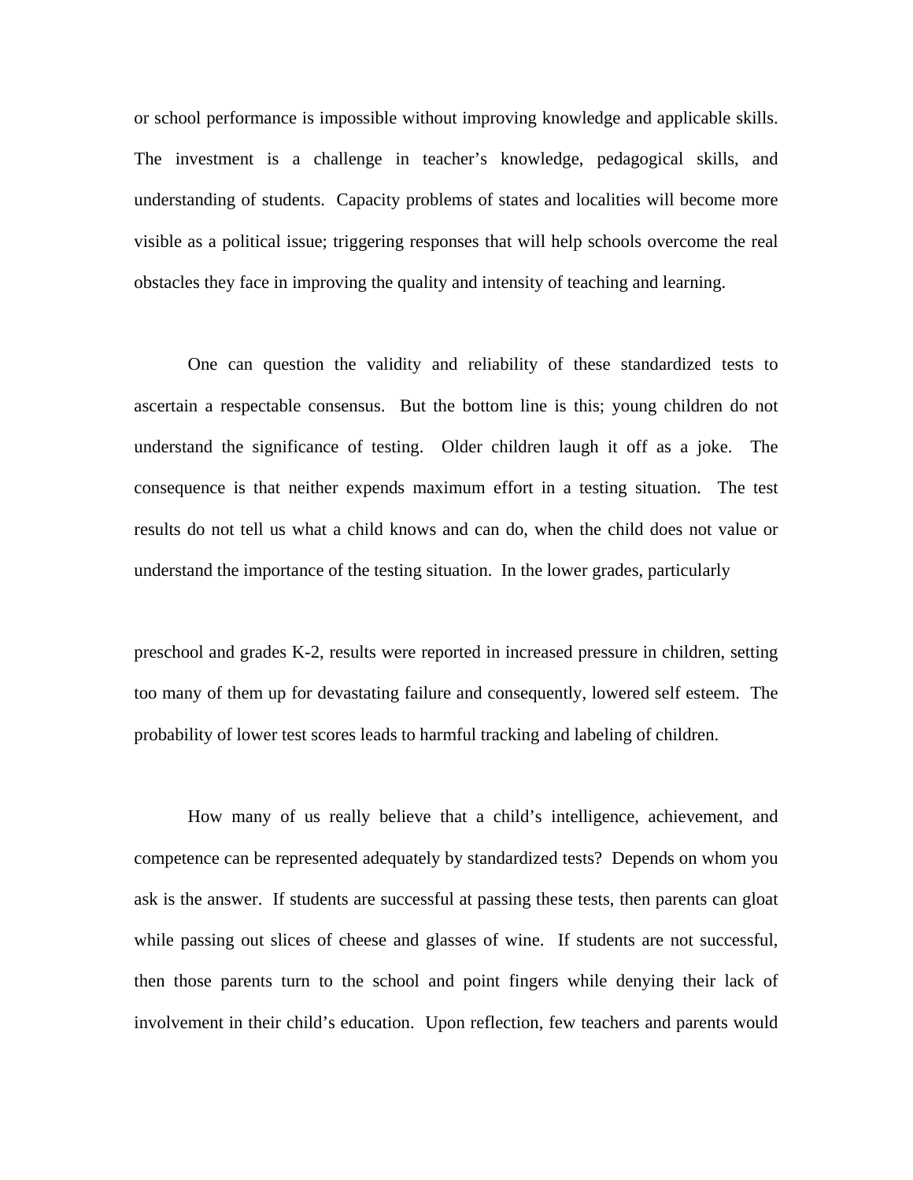or school performance is impossible without improving knowledge and applicable skills. The investment is a challenge in teacher's knowledge, pedagogical skills, and understanding of students. Capacity problems of states and localities will become more visible as a political issue; triggering responses that will help schools overcome the real obstacles they face in improving the quality and intensity of teaching and learning.

One can question the validity and reliability of these standardized tests to ascertain a respectable consensus. But the bottom line is this; young children do not understand the significance of testing. Older children laugh it off as a joke. The consequence is that neither expends maximum effort in a testing situation. The test results do not tell us what a child knows and can do, when the child does not value or understand the importance of the testing situation. In the lower grades, particularly preschool and grades K-2, results were reported in increased pressure in children, setting too many of them up for devastating failure and consequently, lowered self esteem. The probability of lower test scores leads to harmful tracking and labeling of children.

How many of us really believe that a child's intelligence, achievement, and competence can be represented adequately by standardized tests? Depends on whom you ask is the answer. If students are successful at passing these tests, then parents can gloat while passing out slices of cheese and glasses of wine. If students are not successful, then those parents turn to the school and point fingers while denying their lack of involvement in their child's education. Upon reflection, few teachers and parents would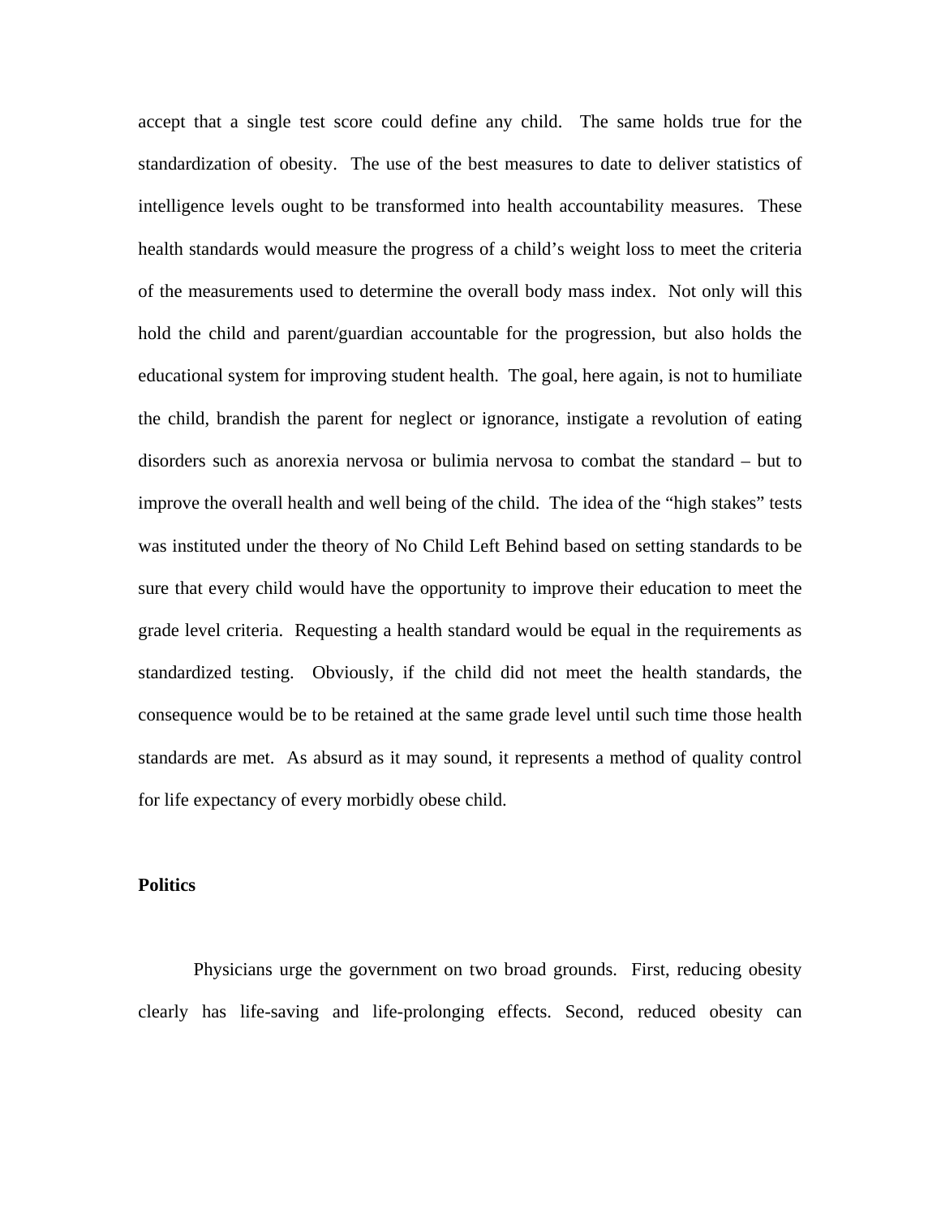accept that a single test score could define any child. The same holds true for the standardization of obesity. The use of the best measures to date to deliver statistics of intelligence levels ought to be transformed into health accountability measures. These health standards would measure the progress of a child's weight loss to meet the criteria of the measurements used to determine the overall body mass index. Not only will this hold the child and parent/guardian accountable for the progression, but also holds the educational system for improving student health. The goal, here again, is not to humiliate the child, brandish the parent for neglect or ignorance, instigate a revolution of eating disorders such as anorexia nervosa or bulimia nervosa to combat the standard – but to improve the overall health and well being of the child. The idea of the "high stakes" tests was instituted under the theory of No Child Left Behind based on setting standards to be sure that every child would have the opportunity to improve their education to meet the grade level criteria. Requesting a health standard would be equal in the requirements as standardized testing. Obviously, if the child did not meet the health standards, the consequence would be to be retained at the same grade level until such time those health standards are met. As absurd as it may sound, it represents a method of quality control for life expectancy of every morbidly obese child.

**Politics**

Physicians urge the government on two broad grounds. First, reducing obesity clearly has life-saving and life-prolonging effects. Second, reduced obesity can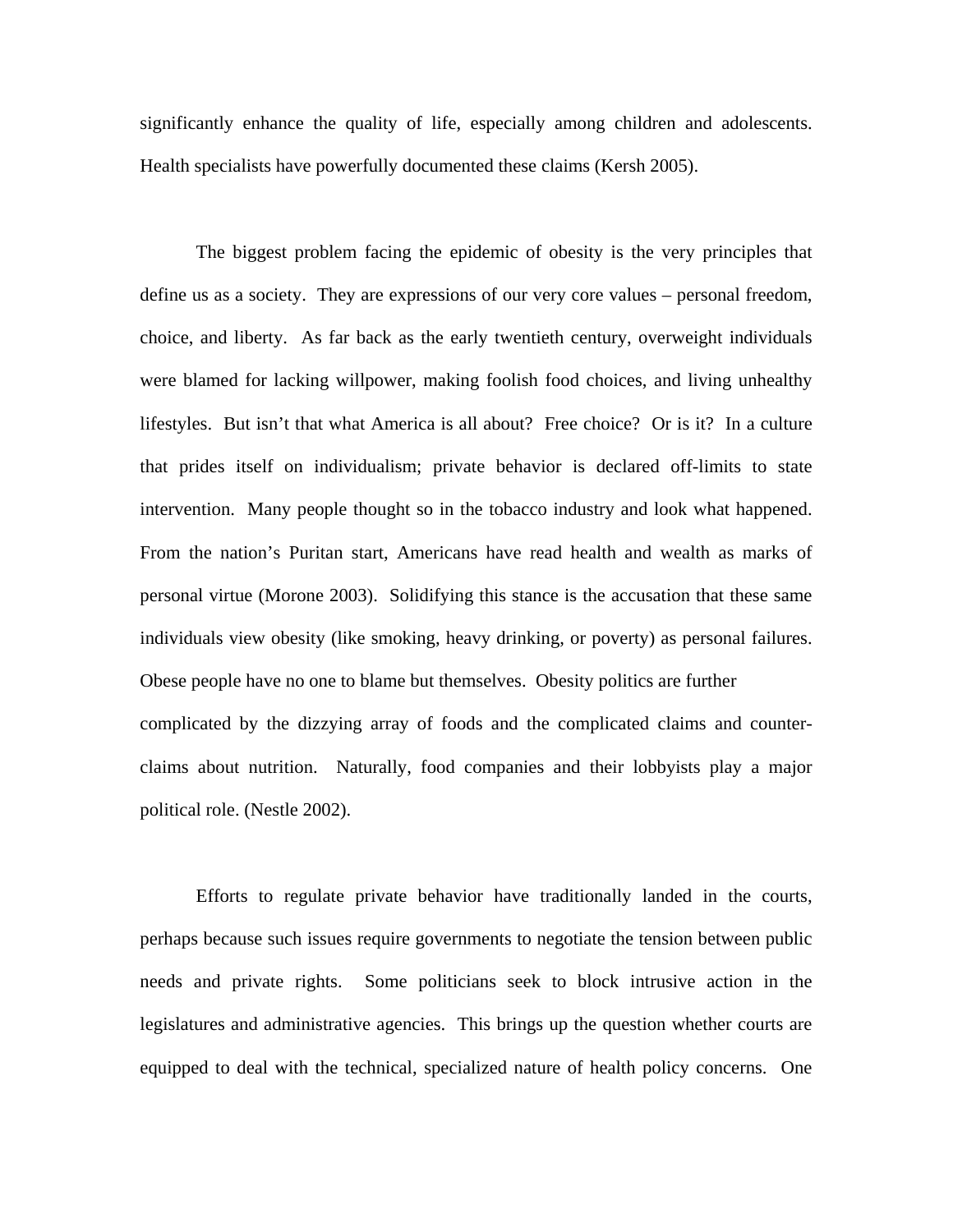significantly enhance the quality of life, especially among children and adolescents. Health specialists have powerfully documented these claims (Kersh 2005).

The biggest problem facing the epidemic of obesity is the very principles that define us as a society. They are expressions of our very core values – personal freedom, choice, and liberty. As far back as the early twentieth century, overweight individuals were blamed for lacking willpower, making foolish food choices, and living unhealthy lifestyles. But isn't that what America is all about? Free choice? Or is it? In a culture that prides itself on individualism; private behavior is declared off-limits to state intervention. Many people thought so in the tobacco industry and look what happened. From the nation's Puritan start, Americans have read health and wealth as marks of personal virtue (Morone 2003). Solidifying this stance is the accusation that these same individuals view obesity (like smoking, heavy drinking, or poverty) as personal failures. Obese people have no one to blame but themselves. Obesity politics are further complicated by the dizzying array of foods and the complicated claims and counter-claims about nutrition. Naturally, food companies and their lobbyists play a major political role. (Nestle 2002).

Efforts to regulate private behavior have traditionally landed in the courts, perhaps because such issues require governments to negotiate the tension between public needs and private rights. Some politicians seek to block intrusive action in the legislatures and administrative agencies. This brings up the question whether courts are equipped to deal with the technical, specialized nature of health policy concerns. One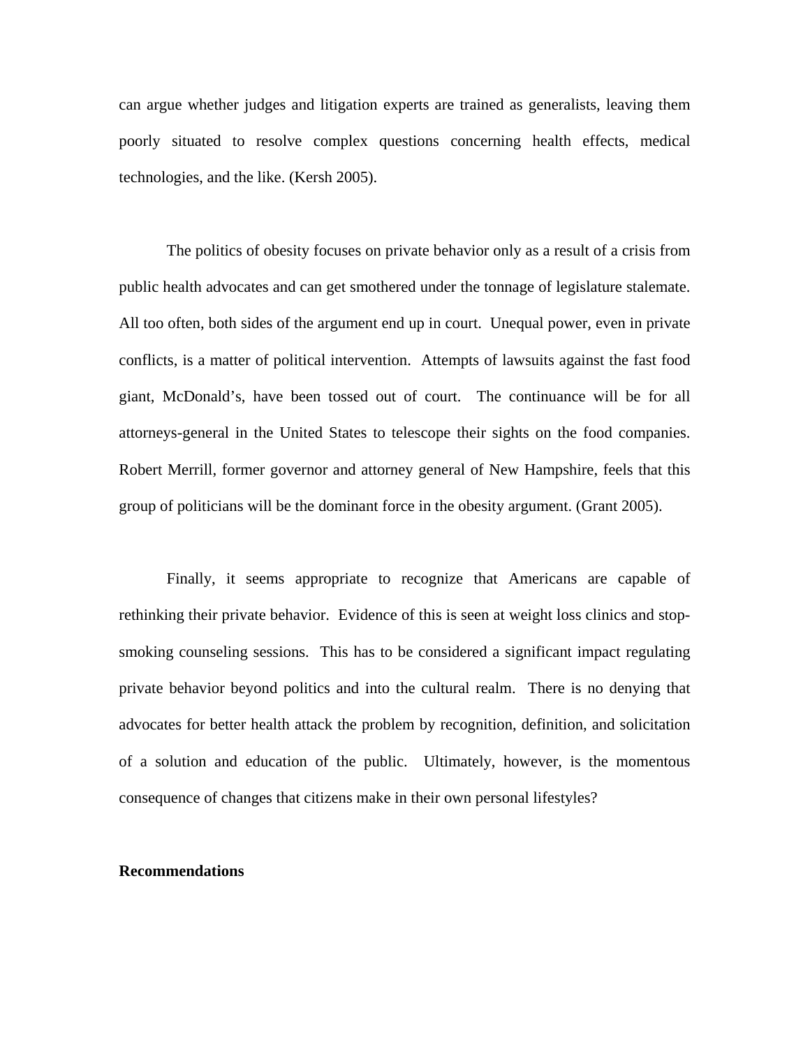can argue whether judges and litigation experts are trained as generalists, leaving them poorly situated to resolve complex questions concerning health effects, medical technologies, and the like. (Kersh 2005).

The politics of obesity focuses on private behavior only as a result of a crisis from public health advocates and can get smothered under the tonnage of legislature stalemate. All too often, both sides of the argument end up in court. Unequal power, even in private conflicts, is a matter of political intervention. Attempts of lawsuits against the fast food giant, McDonald's, have been tossed out of court. The continuance will be for all attorneys-general in the United States to telescope their sights on the food companies. Robert Merrill, former governor and attorney general of New Hampshire, feels that this group of politicians will be the dominant force in the obesity argument. (Grant 2005).

Finally, it seems appropriate to recognize that Americans are capable of rethinking their private behavior. Evidence of this is seen at weight loss clinics and stop-smoking counseling sessions. This has to be considered a significant impact regulating private behavior beyond politics and into the cultural realm. There is no denying that advocates for better health attack the problem by recognition, definition, and solicitation of a solution and education of the public. Ultimately, however, is the momentous consequence of changes that citizens make in their own personal lifestyles?

**Recommendations**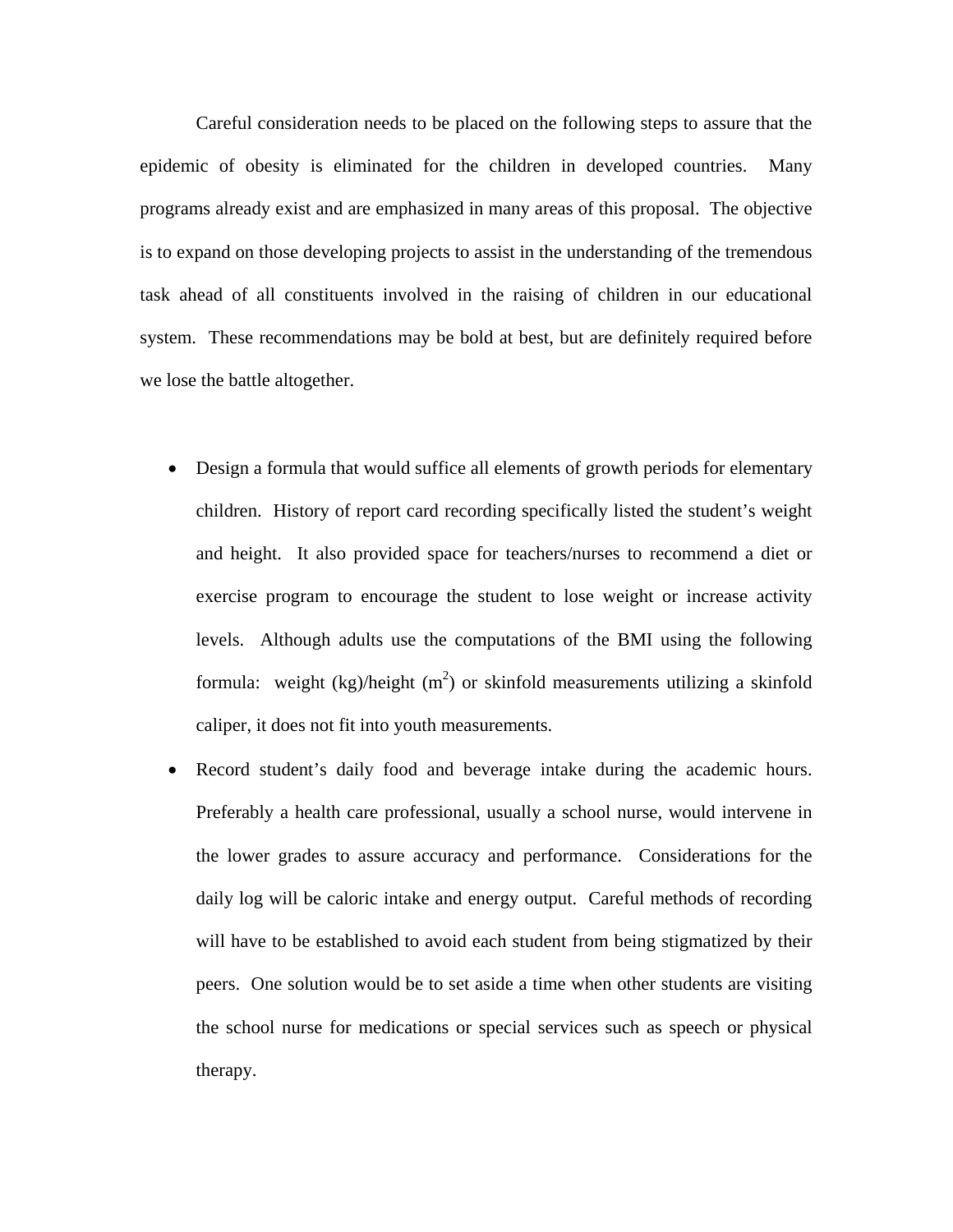Careful consideration needs to be placed on the following steps to assure that the epidemic of obesity is eliminated for the children in developed countries. Many programs already exist and are emphasized in many areas of this proposal. The objective is to expand on those developing projects to assist in the understanding of the tremendous task ahead of all constituents involved in the raising of children in our educational system. These recommendations may be bold at best, but are definitely required before we lose the battle altogether.

- Design a formula that would suffice all elements of growth periods for elementary children. History of report card recording specifically listed the student's weight and height. It also provided space for teachers/nurses to recommend a diet or exercise program to encourage the student to lose weight or increase activity levels. Although adults use the computations of the BMI using the following formula: weight (kg)/height ($m^2$) or skinfold measurements utilizing a skinfold caliper, it does not fit into youth measurements.
- Record student's daily food and beverage intake during the academic hours. Preferably a health care professional, usually a school nurse, would intervene in the lower grades to assure accuracy and performance. Considerations for the daily log will be caloric intake and energy output. Careful methods of recording will have to be established to avoid each student from being stigmatized by their peers. One solution would be to set aside a time when other students are visiting the school nurse for medications or special services such as speech or physical therapy.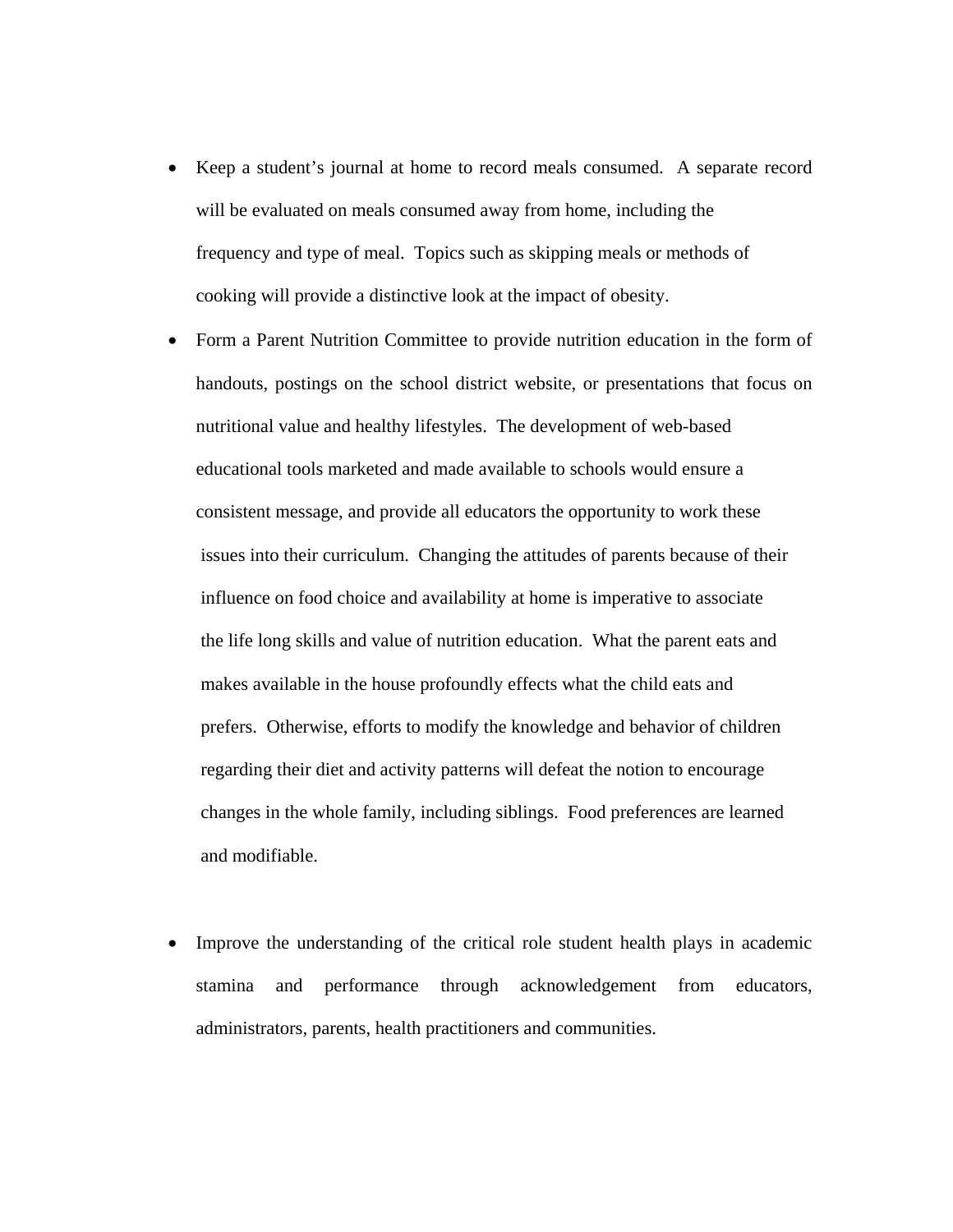- Keep a student's journal at home to record meals consumed. A separate record will be evaluated on meals consumed away from home, including the frequency and type of meal. Topics such as skipping meals or methods of cooking will provide a distinctive look at the impact of obesity.
- Form a Parent Nutrition Committee to provide nutrition education in the form of handouts, postings on the school district website, or presentations that focus on nutritional value and healthy lifestyles. The development of web-based educational tools marketed and made available to schools would ensure a consistent message, and provide all educators the opportunity to work these issues into their curriculum. Changing the attitudes of parents because of their influence on food choice and availability at home is imperative to associate the life long skills and value of nutrition education. What the parent eats and makes available in the house profoundly effects what the child eats and prefers. Otherwise, efforts to modify the knowledge and behavior of children regarding their diet and activity patterns will defeat the notion to encourage changes in the whole family, including siblings. Food preferences are learned and modifiable.
- Improve the understanding of the critical role student health plays in academic stamina and performance through acknowledgement from educators, administrators, parents, health practitioners and communities.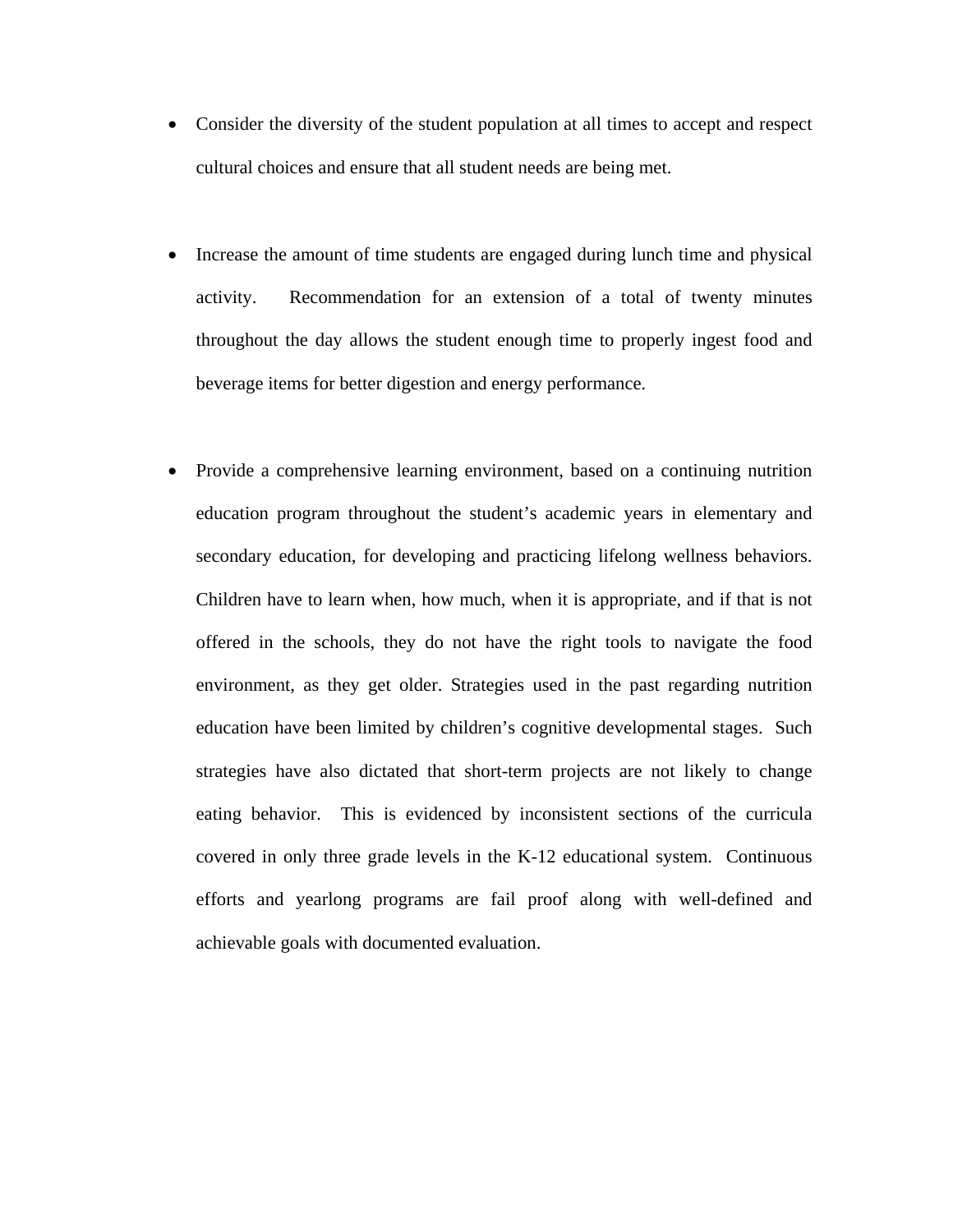- Consider the diversity of the student population at all times to accept and respect cultural choices and ensure that all student needs are being met.

- Increase the amount of time students are engaged during lunch time and physical activity. Recommendation for an extension of a total of twenty minutes throughout the day allows the student enough time to properly ingest food and beverage items for better digestion and energy performance.

- Provide a comprehensive learning environment, based on a continuing nutrition education program throughout the student's academic years in elementary and secondary education, for developing and practicing lifelong wellness behaviors. Children have to learn when, how much, when it is appropriate, and if that is not offered in the schools, they do not have the right tools to navigate the food environment, as they get older. Strategies used in the past regarding nutrition education have been limited by children's cognitive developmental stages. Such strategies have also dictated that short-term projects are not likely to change eating behavior. This is evidenced by inconsistent sections of the curricula covered in only three grade levels in the K-12 educational system. Continuous efforts and yearlong programs are fail proof along with well-defined and achievable goals with documented evaluation.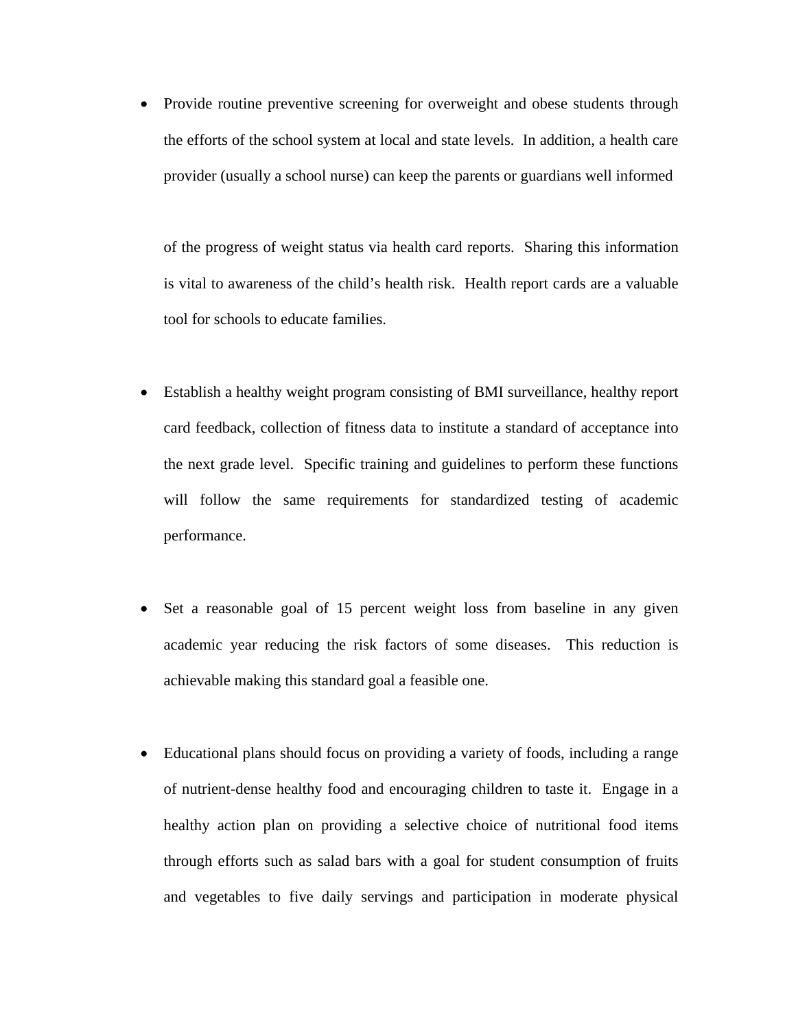- Provide routine preventive screening for overweight and obese students through the efforts of the school system at local and state levels. In addition, a health care provider (usually a school nurse) can keep the parents or guardians well informed of the progress of weight status via health card reports. Sharing this information is vital to awareness of the child's health risk. Health report cards are a valuable tool for schools to educate families.

- Establish a healthy weight program consisting of BMI surveillance, healthy report card feedback, collection of fitness data to institute a standard of acceptance into the next grade level. Specific training and guidelines to perform these functions will follow the same requirements for standardized testing of academic performance.

- Set a reasonable goal of 15 percent weight loss from baseline in any given academic year reducing the risk factors of some diseases. This reduction is achievable making this standard goal a feasible one.

- Educational plans should focus on providing a variety of foods, including a range of nutrient-dense healthy food and encouraging children to taste it. Engage in a healthy action plan on providing a selective choice of nutritional food items through efforts such as salad bars with a goal for student consumption of fruits and vegetables to five daily servings and participation in moderate physical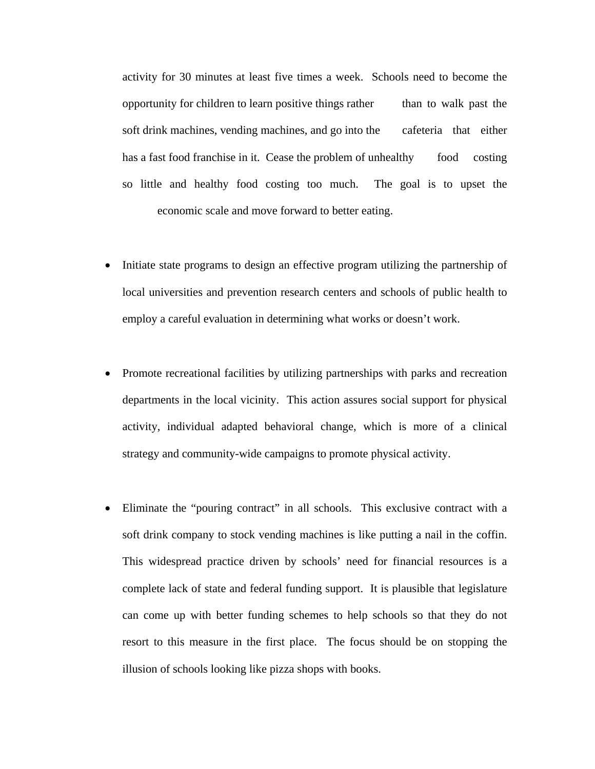activity for 30 minutes at least five times a week. Schools need to become the opportunity for children to learn positive things rather than to walk past the soft drink machines, vending machines, and go into the cafeteria that either has a fast food franchise in it. Cease the problem of unhealthy food costing so little and healthy food costing too much. The goal is to upset the economic scale and move forward to better eating.

- Initiate state programs to design an effective program utilizing the partnership of local universities and prevention research centers and schools of public health to employ a careful evaluation in determining what works or doesn't work.

- Promote recreational facilities by utilizing partnerships with parks and recreation departments in the local vicinity. This action assures social support for physical activity, individual adapted behavioral change, which is more of a clinical strategy and community-wide campaigns to promote physical activity.

- Eliminate the "pouring contract" in all schools. This exclusive contract with a soft drink company to stock vending machines is like putting a nail in the coffin. This widespread practice driven by schools' need for financial resources is a complete lack of state and federal funding support. It is plausible that legislature can come up with better funding schemes to help schools so that they do not resort to this measure in the first place. The focus should be on stopping the illusion of schools looking like pizza shops with books.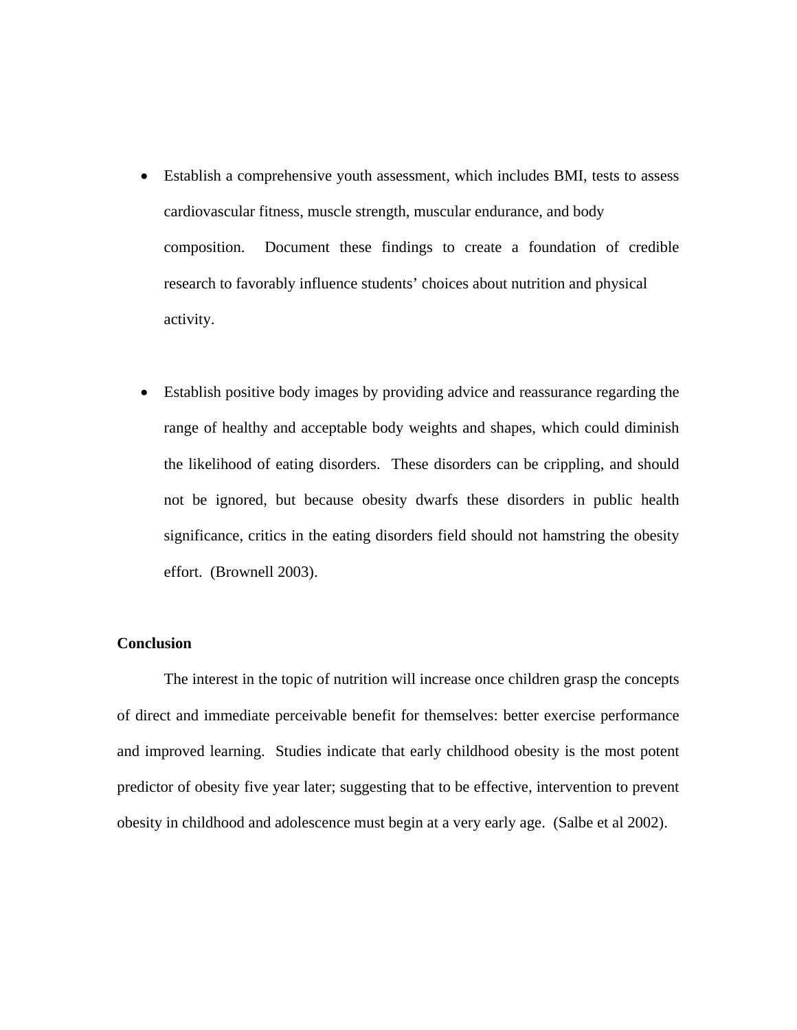- Establish a comprehensive youth assessment, which includes BMI, tests to assess cardiovascular fitness, muscle strength, muscular endurance, and body composition. Document these findings to create a foundation of credible research to favorably influence students' choices about nutrition and physical activity.

- Establish positive body images by providing advice and reassurance regarding the range of healthy and acceptable body weights and shapes, which could diminish the likelihood of eating disorders. These disorders can be crippling, and should not be ignored, but because obesity dwarfs these disorders in public health significance, critics in the eating disorders field should not hamstring the obesity effort. (Brownell 2003).

**Conclusion**

The interest in the topic of nutrition will increase once children grasp the concepts of direct and immediate perceivable benefit for themselves: better exercise performance and improved learning. Studies indicate that early childhood obesity is the most potent predictor of obesity five year later; suggesting that to be effective, intervention to prevent obesity in childhood and adolescence must begin at a very early age. (Salbe et al 2002).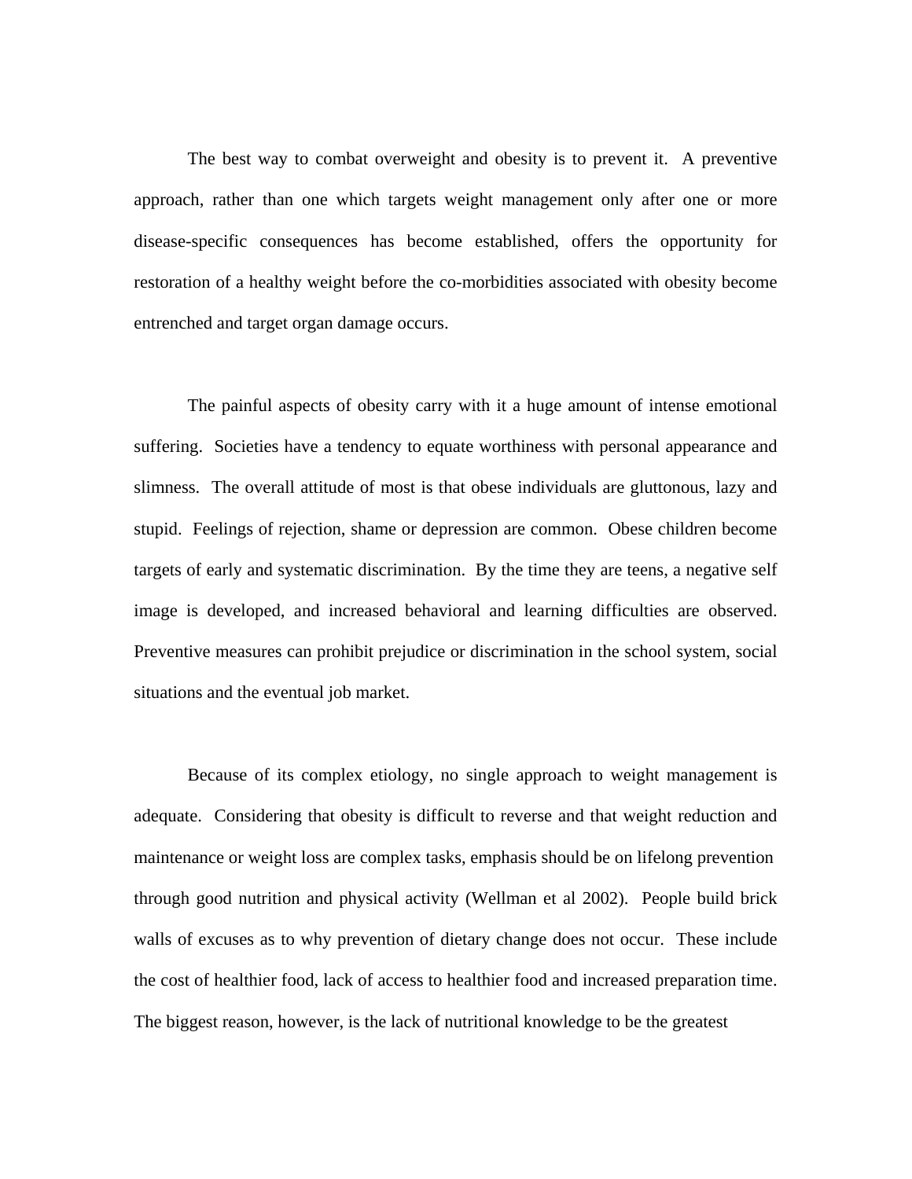The best way to combat overweight and obesity is to prevent it. A preventive approach, rather than one which targets weight management only after one or more disease-specific consequences has become established, offers the opportunity for restoration of a healthy weight before the co-morbidities associated with obesity become entrenched and target organ damage occurs.

The painful aspects of obesity carry with it a huge amount of intense emotional suffering. Societies have a tendency to equate worthiness with personal appearance and slimness. The overall attitude of most is that obese individuals are gluttonous, lazy and stupid. Feelings of rejection, shame or depression are common. Obese children become targets of early and systematic discrimination. By the time they are teens, a negative self image is developed, and increased behavioral and learning difficulties are observed. Preventive measures can prohibit prejudice or discrimination in the school system, social situations and the eventual job market.

Because of its complex etiology, no single approach to weight management is adequate. Considering that obesity is difficult to reverse and that weight reduction and maintenance or weight loss are complex tasks, emphasis should be on lifelong prevention through good nutrition and physical activity (Wellman et al 2002). People build brick walls of excuses as to why prevention of dietary change does not occur. These include the cost of healthier food, lack of access to healthier food and increased preparation time. The biggest reason, however, is the lack of nutritional knowledge to be the greatest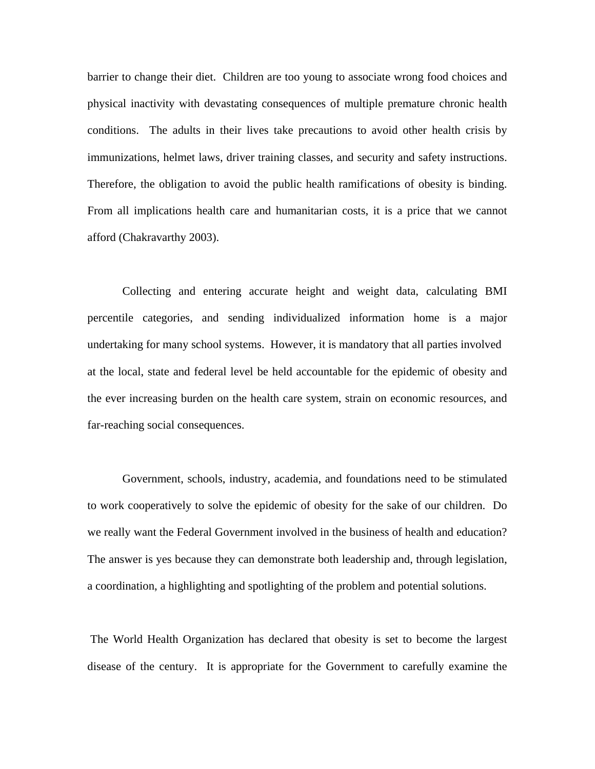barrier to change their diet. Children are too young to associate wrong food choices and physical inactivity with devastating consequences of multiple premature chronic health conditions. The adults in their lives take precautions to avoid other health crisis by immunizations, helmet laws, driver training classes, and security and safety instructions. Therefore, the obligation to avoid the public health ramifications of obesity is binding. From all implications health care and humanitarian costs, it is a price that we cannot afford (Chakravarthy 2003).

Collecting and entering accurate height and weight data, calculating BMI percentile categories, and sending individualized information home is a major undertaking for many school systems. However, it is mandatory that all parties involved at the local, state and federal level be held accountable for the epidemic of obesity and the ever increasing burden on the health care system, strain on economic resources, and far-reaching social consequences.

Government, schools, industry, academia, and foundations need to be stimulated to work cooperatively to solve the epidemic of obesity for the sake of our children. Do we really want the Federal Government involved in the business of health and education? The answer is yes because they can demonstrate both leadership and, through legislation, a coordination, a highlighting and spotlighting of the problem and potential solutions.

The World Health Organization has declared that obesity is set to become the largest disease of the century. It is appropriate for the Government to carefully examine the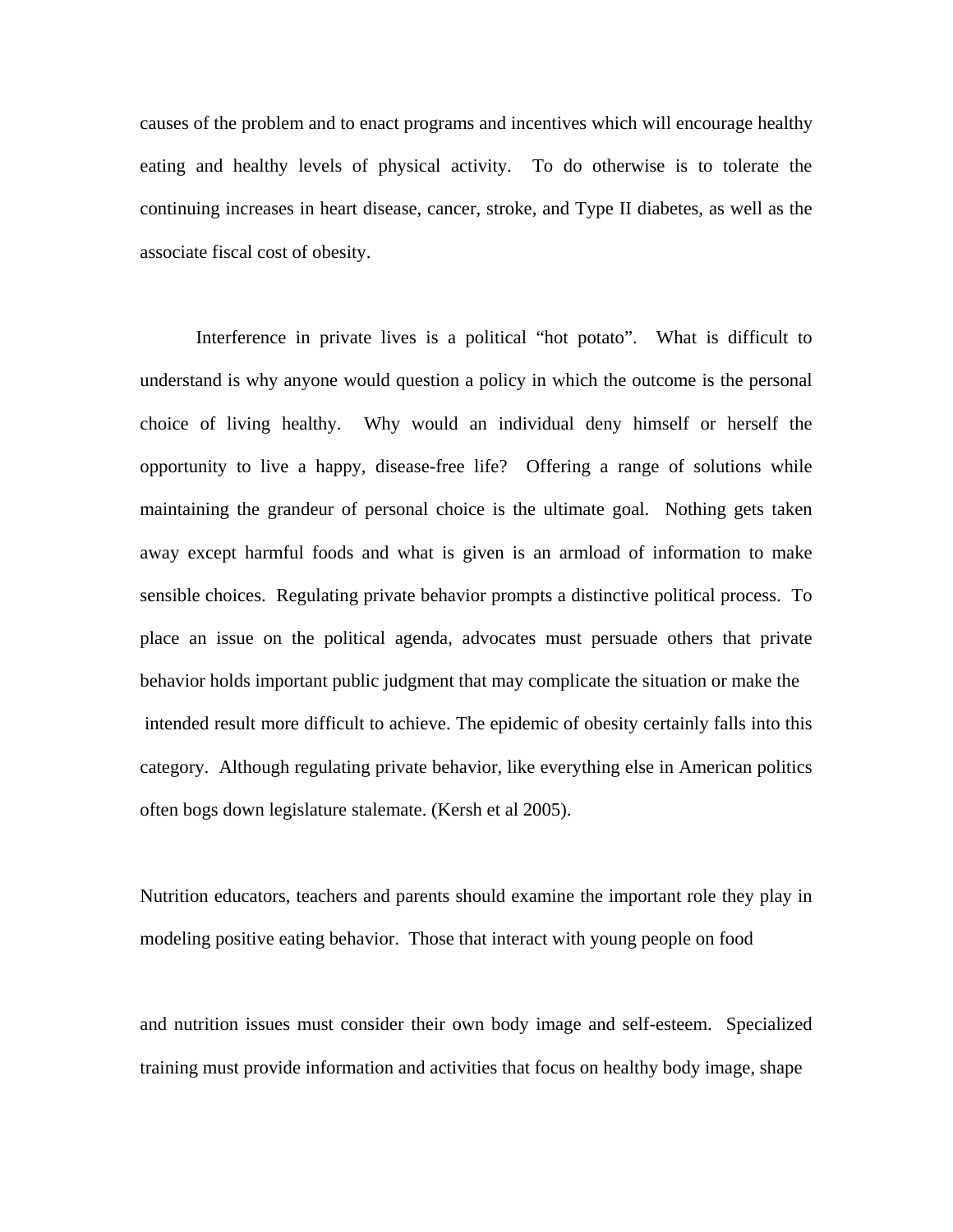causes of the problem and to enact programs and incentives which will encourage healthy eating and healthy levels of physical activity. To do otherwise is to tolerate the continuing increases in heart disease, cancer, stroke, and Type II diabetes, as well as the associate fiscal cost of obesity.

Interference in private lives is a political "hot potato". What is difficult to understand is why anyone would question a policy in which the outcome is the personal choice of living healthy. Why would an individual deny himself or herself the opportunity to live a happy, disease-free life? Offering a range of solutions while maintaining the grandeur of personal choice is the ultimate goal. Nothing gets taken away except harmful foods and what is given is an armload of information to make sensible choices. Regulating private behavior prompts a distinctive political process. To place an issue on the political agenda, advocates must persuade others that private behavior holds important public judgment that may complicate the situation or make the intended result more difficult to achieve. The epidemic of obesity certainly falls into this category. Although regulating private behavior, like everything else in American politics often bogs down legislature stalemate. (Kersh et al 2005).

Nutrition educators, teachers and parents should examine the important role they play in modeling positive eating behavior. Those that interact with young people on food and nutrition issues must consider their own body image and self-esteem. Specialized training must provide information and activities that focus on healthy body image, shape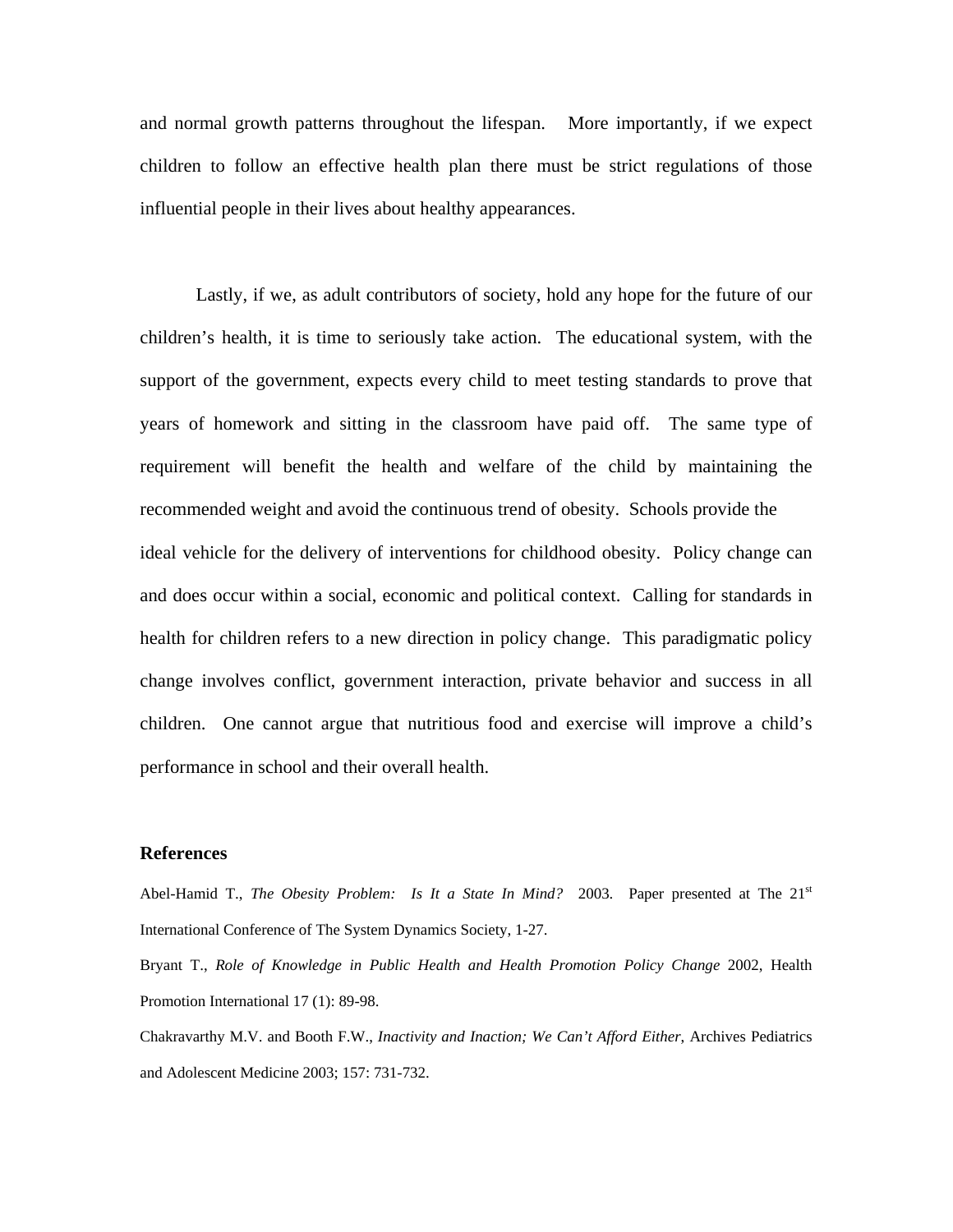and normal growth patterns throughout the lifespan. More importantly, if we expect children to follow an effective health plan there must be strict regulations of those influential people in their lives about healthy appearances.

Lastly, if we, as adult contributors of society, hold any hope for the future of our children's health, it is time to seriously take action. The educational system, with the support of the government, expects every child to meet testing standards to prove that years of homework and sitting in the classroom have paid off. The same type of requirement will benefit the health and welfare of the child by maintaining the recommended weight and avoid the continuous trend of obesity. Schools provide the ideal vehicle for the delivery of interventions for childhood obesity. Policy change can and does occur within a social, economic and political context. Calling for standards in health for children refers to a new direction in policy change. This paradigmatic policy change involves conflict, government interaction, private behavior and success in all children. One cannot argue that nutritious food and exercise will improve a child's performance in school and their overall health.

## References

Abel-Hamid T., *The Obesity Problem: Is It a State In Mind?* 2003. Paper presented at The 21st International Conference of The System Dynamics Society, 1-27.

Bryant T., *Role of Knowledge in Public Health and Health Promotion Policy Change* 2002, Health Promotion International 17 (1): 89-98.

Chakravarthy M.V. and Booth F.W., *Inactivity and Inaction; We Can't Afford Either,* Archives Pediatrics and Adolescent Medicine 2003; 157: 731-732.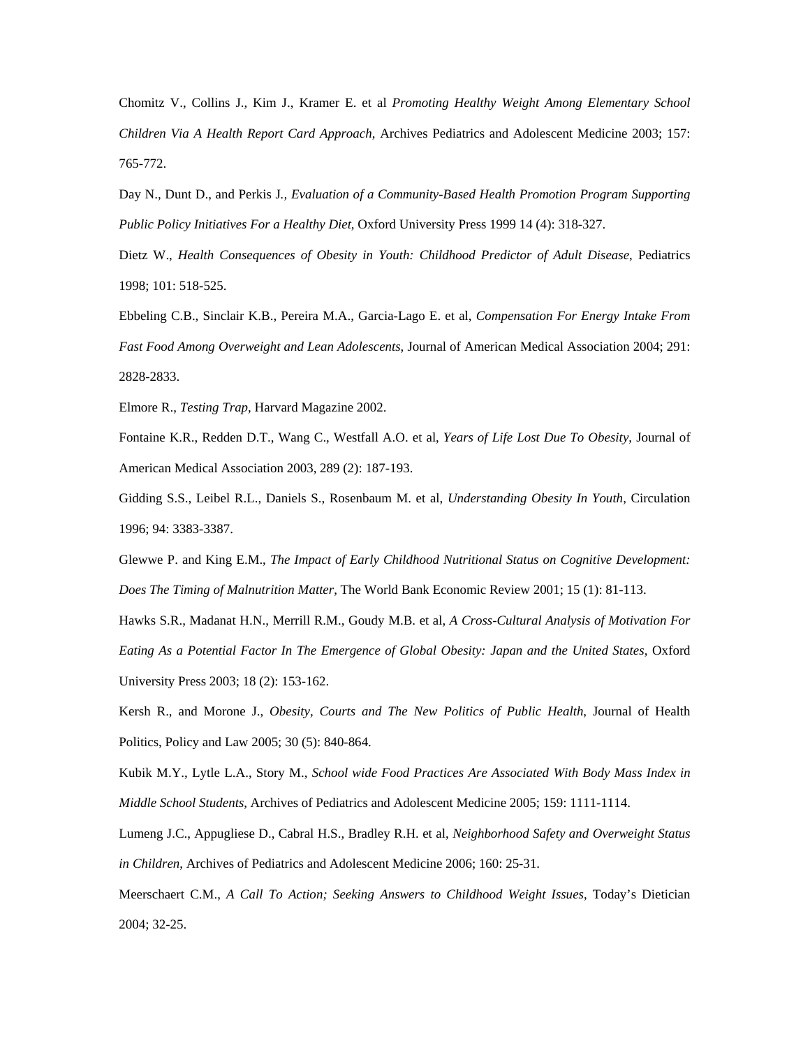Chomitz V., Collins J., Kim J., Kramer E. et al *Promoting Healthy Weight Among Elementary School Children Via A Health Report Card Approach*, Archives Pediatrics and Adolescent Medicine 2003; 157: 765-772.

Day N., Dunt D., and Perkis J*., Evaluation of a Community-Based Health Promotion Program Supporting Public Policy Initiatives For a Healthy Diet*, Oxford University Press 1999 14 (4): 318-327.

Dietz W., *Health Consequences of Obesity in Youth: Childhood Predictor of Adult Disease*, Pediatrics 1998; 101: 518-525.

Ebbeling C.B., Sinclair K.B., Pereira M.A., Garcia-Lago E. et al, *Compensation For Energy Intake From Fast Food Among Overweight and Lean Adolescents*, Journal of American Medical Association 2004; 291: 2828-2833.

Elmore R., *Testing Trap*, Harvard Magazine 2002.

Fontaine K.R., Redden D.T., Wang C., Westfall A.O. et al, *Years of Life Lost Due To Obesity*, Journal of American Medical Association 2003, 289 (2): 187-193.

Gidding S.S., Leibel R.L., Daniels S., Rosenbaum M. et al, *Understanding Obesity In Youth*, Circulation 1996; 94: 3383-3387.

Glewwe P. and King E.M., *The Impact of Early Childhood Nutritional Status on Cognitive Development: Does The Timing of Malnutrition Matter*, The World Bank Economic Review 2001; 15 (1): 81-113.

Hawks S.R., Madanat H.N., Merrill R.M., Goudy M.B. et al, *A Cross-Cultural Analysis of Motivation For Eating As a Potential Factor In The Emergence of Global Obesity: Japan and the United States*, Oxford University Press 2003; 18 (2): 153-162.

Kersh R., and Morone J., *Obesity, Courts and The New Politics of Public Health*, Journal of Health Politics, Policy and Law 2005; 30 (5): 840-864.

Kubik M.Y., Lytle L.A., Story M., *School wide Food Practices Are Associated With Body Mass Index in Middle School Students,* Archives of Pediatrics and Adolescent Medicine 2005; 159: 1111-1114.

Lumeng J.C., Appugliese D., Cabral H.S., Bradley R.H. et al, *Neighborhood Safety and Overweight Status in Children*, Archives of Pediatrics and Adolescent Medicine 2006; 160: 25-31.

Meerschaert C.M., *A Call To Action; Seeking Answers to Childhood Weight Issues*, Today's Dietician 2004; 32-25.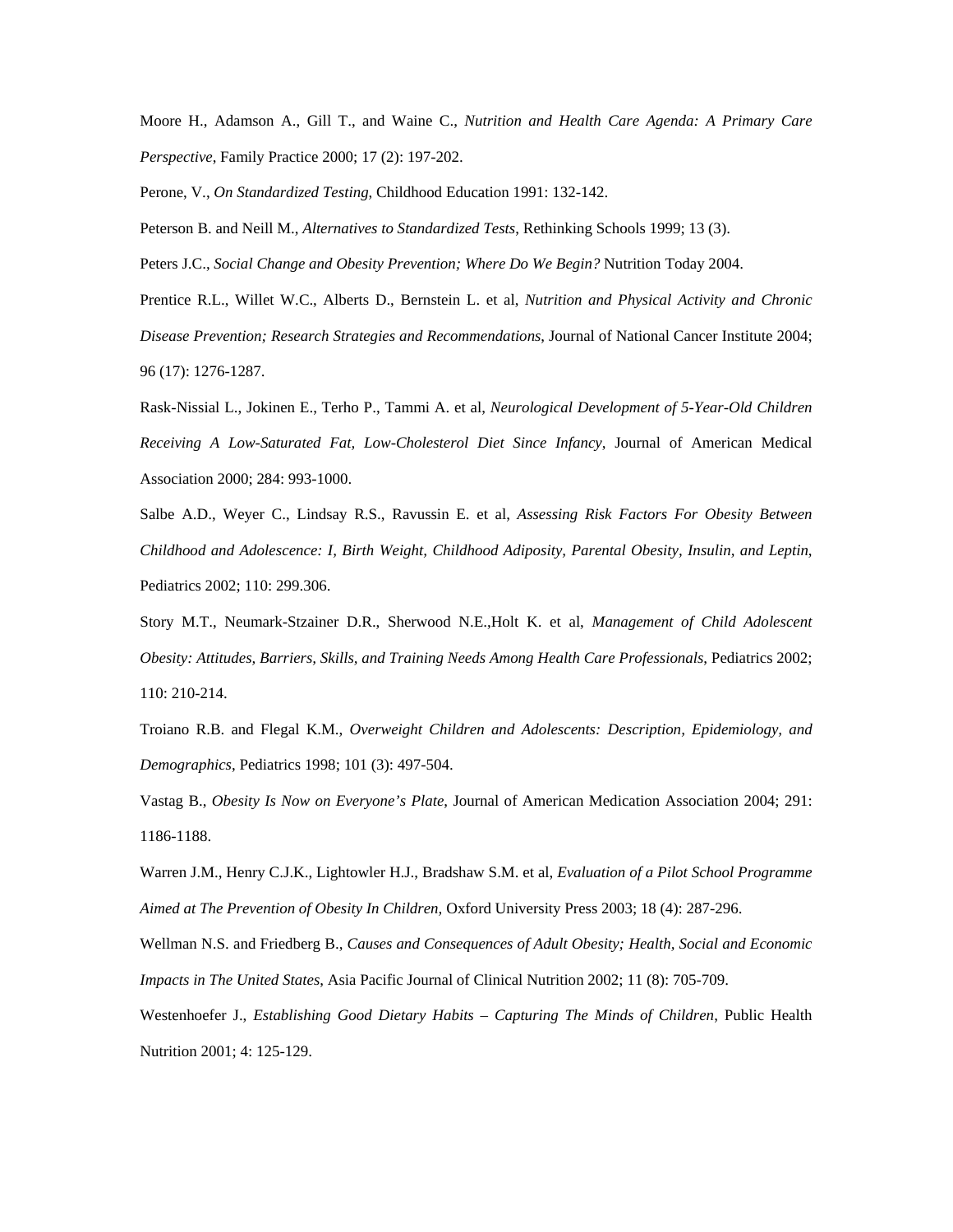Moore H., Adamson A., Gill T., and Waine C., *Nutrition and Health Care Agenda: A Primary Care Perspective*, Family Practice 2000; 17 (2): 197-202.

Perone, V., *On Standardized Testing*, Childhood Education 1991: 132-142.

Peterson B. and Neill M., *Alternatives to Standardized Tests*, Rethinking Schools 1999; 13 (3).

Peters J.C., *Social Change and Obesity Prevention; Where Do We Begin?* Nutrition Today 2004.

Prentice R.L., Willet W.C., Alberts D., Bernstein L. et al, *Nutrition and Physical Activity and Chronic Disease Prevention; Research Strategies and Recommendations*, Journal of National Cancer Institute 2004; 96 (17): 1276-1287.

Rask-Nissial L., Jokinen E., Terho P., Tammi A. et al, *Neurological Development of 5-Year-Old Children Receiving A Low-Saturated Fat, Low-Cholesterol Diet Since Infancy*, Journal of American Medical Association 2000; 284: 993-1000.

Salbe A.D., Weyer C., Lindsay R.S., Ravussin E. et al, *Assessing Risk Factors For Obesity Between Childhood and Adolescence: I, Birth Weight, Childhood Adiposity, Parental Obesity, Insulin, and Leptin*, Pediatrics 2002; 110: 299.306.

Story M.T., Neumark-Stzainer D.R., Sherwood N.E.,Holt K. et al, *Management of Child Adolescent Obesity: Attitudes, Barriers, Skills, and Training Needs Among Health Care Professionals*, Pediatrics 2002; 110: 210-214.

Troiano R.B. and Flegal K.M., *Overweight Children and Adolescents: Description, Epidemiology, and Demographics*, Pediatrics 1998; 101 (3): 497-504.

Vastag B., *Obesity Is Now on Everyone's Plate*, Journal of American Medication Association 2004; 291: 1186-1188.

Warren J.M., Henry C.J.K., Lightowler H.J., Bradshaw S.M. et al, *Evaluation of a Pilot School Programme Aimed at The Prevention of Obesity In Children,* Oxford University Press 2003; 18 (4): 287-296.

Wellman N.S. and Friedberg B., *Causes and Consequences of Adult Obesity; Health, Social and Economic Impacts in The United States*, Asia Pacific Journal of Clinical Nutrition 2002; 11 (8): 705-709.

Westenhoefer J., *Establishing Good Dietary Habits – Capturing The Minds of Children*, Public Health Nutrition 2001; 4: 125-129.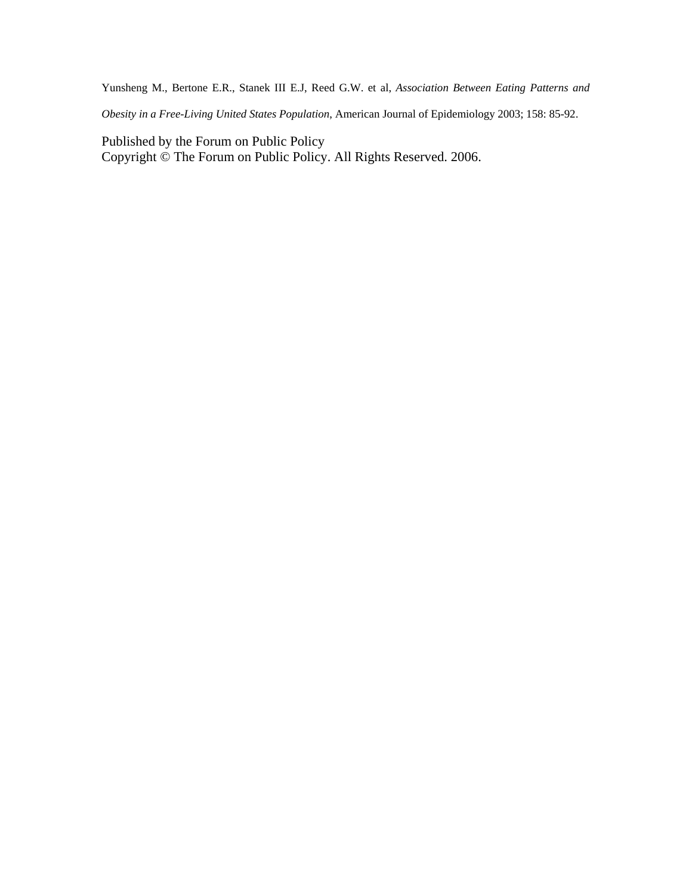Yunsheng M., Bertone E.R., Stanek III E.J, Reed G.W. et al, *Association Between Eating Patterns and Obesity in a Free-Living United States Population*, American Journal of Epidemiology 2003; 158: 85-92.

Published by the Forum on Public Policy
Copyright © The Forum on Public Policy. All Rights Reserved. 2006.